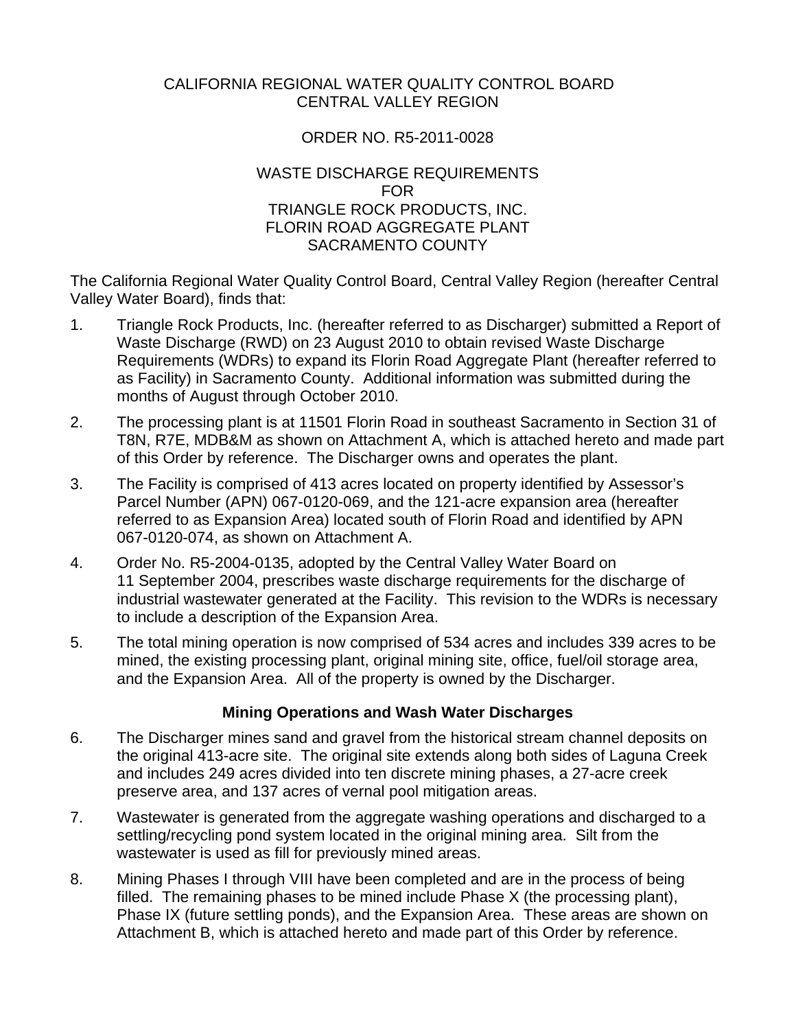CALIFORNIA REGIONAL WATER QUALITY CONTROL BOARD
CENTRAL VALLEY REGION

ORDER NO. R5-2011-0028

WASTE DISCHARGE REQUIREMENTS
FOR
TRIANGLE ROCK PRODUCTS, INC.
FLORIN ROAD AGGREGATE PLANT
SACRAMENTO COUNTY

The California Regional Water Quality Control Board, Central Valley Region (hereafter Central Valley Water Board), finds that:

1. Triangle Rock Products, Inc. (hereafter referred to as Discharger) submitted a Report of Waste Discharge (RWD) on 23 August 2010 to obtain revised Waste Discharge Requirements (WDRs) to expand its Florin Road Aggregate Plant (hereafter referred to as Facility) in Sacramento County. Additional information was submitted during the months of August through October 2010.

2. The processing plant is at 11501 Florin Road in southeast Sacramento in Section 31 of T8N, R7E, MDB&M as shown on Attachment A, which is attached hereto and made part of this Order by reference. The Discharger owns and operates the plant.

3. The Facility is comprised of 413 acres located on property identified by Assessor's Parcel Number (APN) 067-0120-069, and the 121-acre expansion area (hereafter referred to as Expansion Area) located south of Florin Road and identified by APN 067-0120-074, as shown on Attachment A.

4. Order No. R5-2004-0135, adopted by the Central Valley Water Board on 11 September 2004, prescribes waste discharge requirements for the discharge of industrial wastewater generated at the Facility. This revision to the WDRs is necessary to include a description of the Expansion Area.

5. The total mining operation is now comprised of 534 acres and includes 339 acres to be mined, the existing processing plant, original mining site, office, fuel/oil storage area, and the Expansion Area. All of the property is owned by the Discharger.

**Mining Operations and Wash Water Discharges**

6. The Discharger mines sand and gravel from the historical stream channel deposits on the original 413-acre site. The original site extends along both sides of Laguna Creek and includes 249 acres divided into ten discrete mining phases, a 27-acre creek preserve area, and 137 acres of vernal pool mitigation areas.

7. Wastewater is generated from the aggregate washing operations and discharged to a settling/recycling pond system located in the original mining area. Silt from the wastewater is used as fill for previously mined areas.

8. Mining Phases I through VIII have been completed and are in the process of being filled. The remaining phases to be mined include Phase X (the processing plant), Phase IX (future settling ponds), and the Expansion Area. These areas are shown on Attachment B, which is attached hereto and made part of this Order by reference.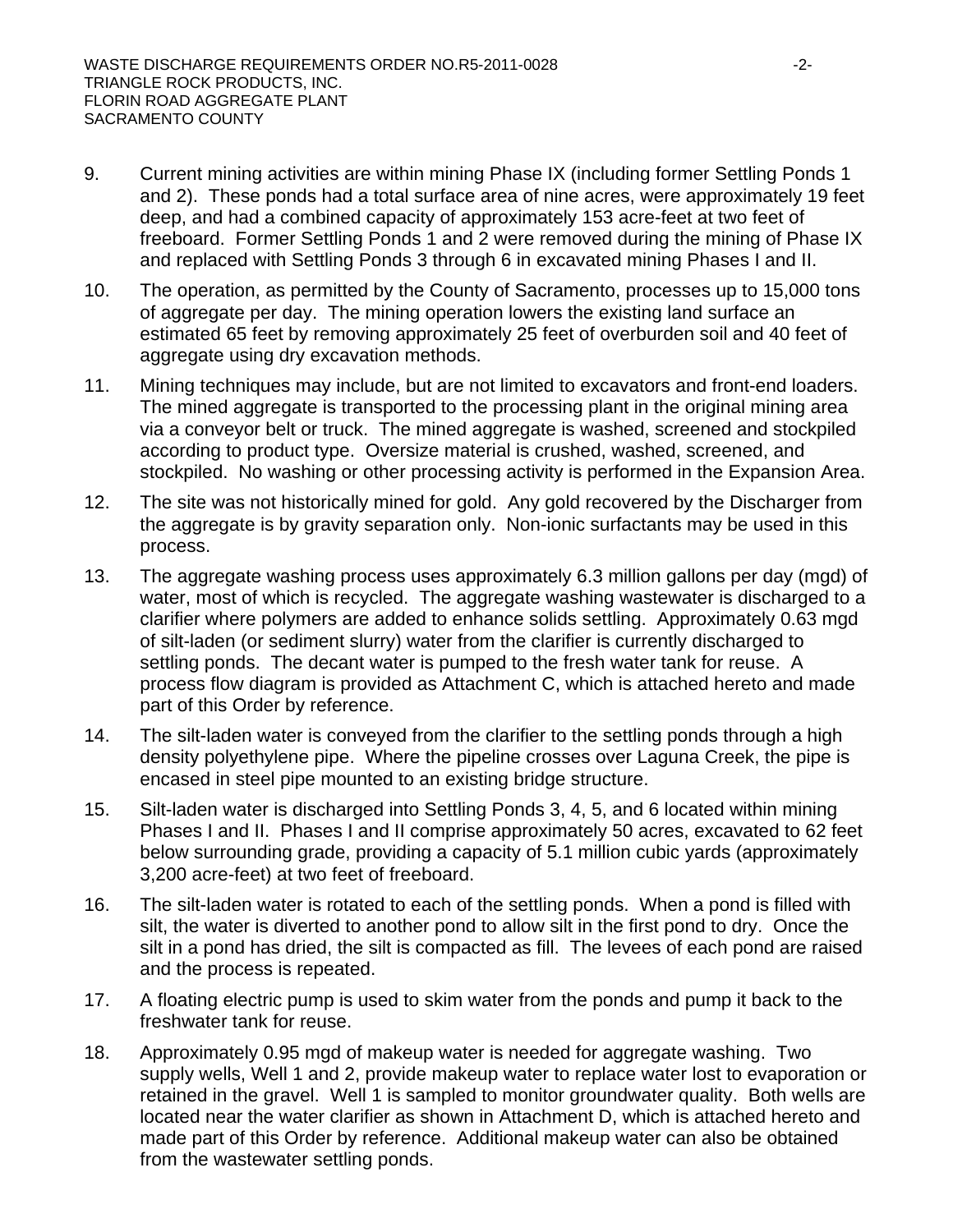9. Current mining activities are within mining Phase IX (including former Settling Ponds 1 and 2). These ponds had a total surface area of nine acres, were approximately 19 feet deep, and had a combined capacity of approximately 153 acre-feet at two feet of freeboard. Former Settling Ponds 1 and 2 were removed during the mining of Phase IX and replaced with Settling Ponds 3 through 6 in excavated mining Phases I and II.

10. The operation, as permitted by the County of Sacramento, processes up to 15,000 tons of aggregate per day. The mining operation lowers the existing land surface an estimated 65 feet by removing approximately 25 feet of overburden soil and 40 feet of aggregate using dry excavation methods.

11. Mining techniques may include, but are not limited to excavators and front-end loaders. The mined aggregate is transported to the processing plant in the original mining area via a conveyor belt or truck. The mined aggregate is washed, screened and stockpiled according to product type. Oversize material is crushed, washed, screened, and stockpiled. No washing or other processing activity is performed in the Expansion Area.

12. The site was not historically mined for gold. Any gold recovered by the Discharger from the aggregate is by gravity separation only. Non-ionic surfactants may be used in this process.

13. The aggregate washing process uses approximately 6.3 million gallons per day (mgd) of water, most of which is recycled. The aggregate washing wastewater is discharged to a clarifier where polymers are added to enhance solids settling. Approximately 0.63 mgd of silt-laden (or sediment slurry) water from the clarifier is currently discharged to settling ponds. The decant water is pumped to the fresh water tank for reuse. A process flow diagram is provided as Attachment C, which is attached hereto and made part of this Order by reference.

14. The silt-laden water is conveyed from the clarifier to the settling ponds through a high density polyethylene pipe. Where the pipeline crosses over Laguna Creek, the pipe is encased in steel pipe mounted to an existing bridge structure.

15. Silt-laden water is discharged into Settling Ponds 3, 4, 5, and 6 located within mining Phases I and II. Phases I and II comprise approximately 50 acres, excavated to 62 feet below surrounding grade, providing a capacity of 5.1 million cubic yards (approximately 3,200 acre-feet) at two feet of freeboard.

16. The silt-laden water is rotated to each of the settling ponds. When a pond is filled with silt, the water is diverted to another pond to allow silt in the first pond to dry. Once the silt in a pond has dried, the silt is compacted as fill. The levees of each pond are raised and the process is repeated.

17. A floating electric pump is used to skim water from the ponds and pump it back to the freshwater tank for reuse.

18. Approximately 0.95 mgd of makeup water is needed for aggregate washing. Two supply wells, Well 1 and 2, provide makeup water to replace water lost to evaporation or retained in the gravel. Well 1 is sampled to monitor groundwater quality. Both wells are located near the water clarifier as shown in Attachment D, which is attached hereto and made part of this Order by reference. Additional makeup water can also be obtained from the wastewater settling ponds.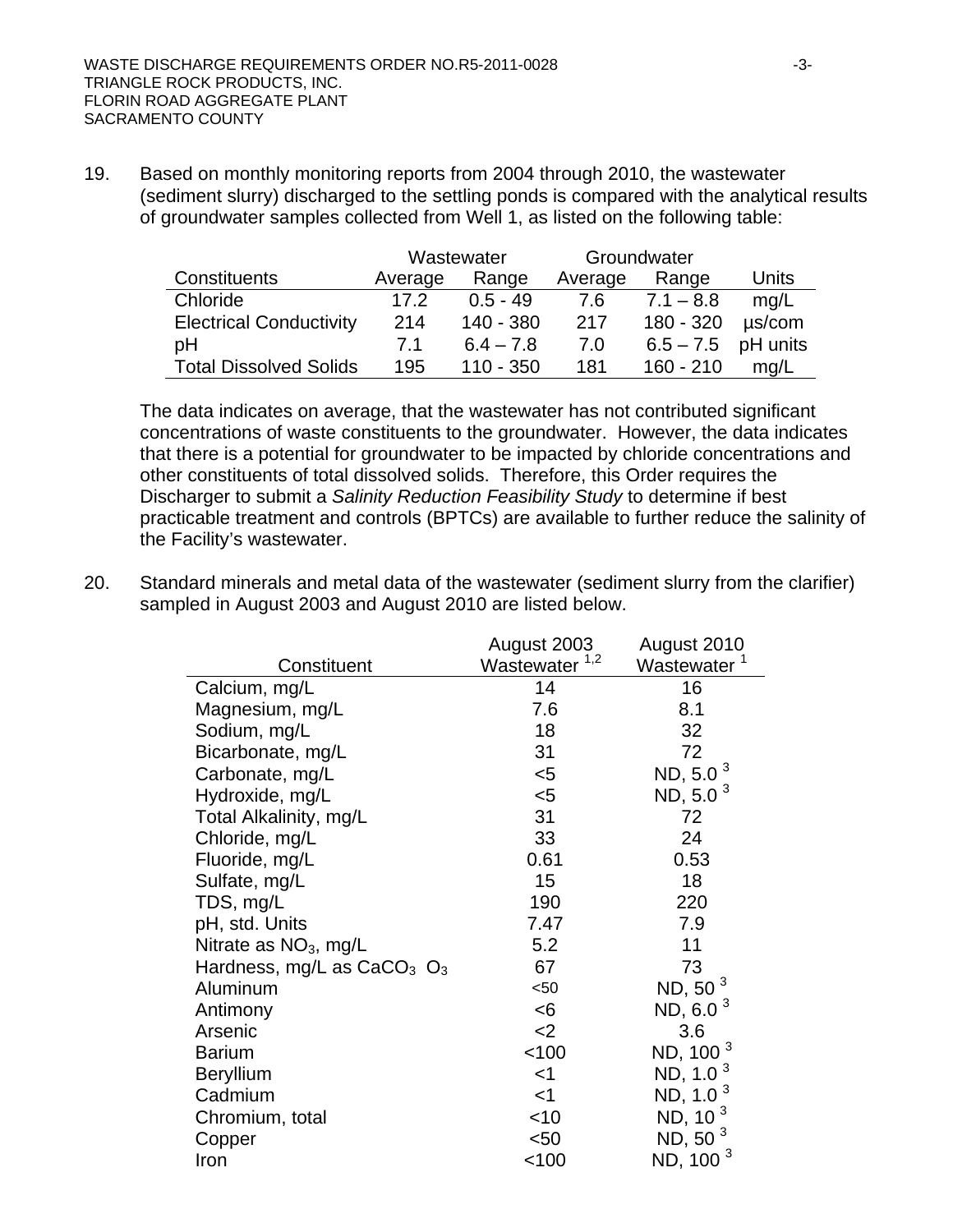19. Based on monthly monitoring reports from 2004 through 2010, the wastewater (sediment slurry) discharged to the settling ponds is compared with the analytical results of groundwater samples collected from Well 1, as listed on the following table:

| | Wastewater | | Groundwater | | |
|---|---|---|---|---|---|
| Constituents | Average | Range | Average | Range | Units |
| Chloride | 17.2 | 0.5 - 49 | 7.6 | 7.1 – 8.8 | mg/L |
| Electrical Conductivity | 214 | 140 - 380 | 217 | 180 - 320 | µs/com |
| pH | 7.1 | 6.4 – 7.8 | 7.0 | 6.5 – 7.5 | pH units |
| Total Dissolved Solids | 195 | 110 - 350 | 181 | 160 - 210 | mg/L |

The data indicates on average, that the wastewater has not contributed significant concentrations of waste constituents to the groundwater. However, the data indicates that there is a potential for groundwater to be impacted by chloride concentrations and other constituents of total dissolved solids. Therefore, this Order requires the Discharger to submit a *Salinity Reduction Feasibility Study* to determine if best practicable treatment and controls (BPTCs) are available to further reduce the salinity of the Facility's wastewater.

20. Standard minerals and metal data of the wastewater (sediment slurry from the clarifier) sampled in August 2003 and August 2010 are listed below.

| Constituent | August 2003 Wastewater [1,2] | August 2010 Wastewater [1] |
|---|---|---|
| Calcium, mg/L | 14 | 16 |
| Magnesium, mg/L | 7.6 | 8.1 |
| Sodium, mg/L | 18 | 32 |
| Bicarbonate, mg/L | 31 | 72 |
| Carbonate, mg/L | <5 | ND, 5.0 [3] |
| Hydroxide, mg/L | <5 | ND, 5.0 [3] |
| Total Alkalinity, mg/L | 31 | 72 |
| Chloride, mg/L | 33 | 24 |
| Fluoride, mg/L | 0.61 | 0.53 |
| Sulfate, mg/L | 15 | 18 |
| TDS, mg/L | 190 | 220 |
| pH, std. Units | 7.47 | 7.9 |
| Nitrate as $NO_3$, mg/L | 5.2 | 11 |
| Hardness, mg/L as $CaCO_3$ $O_3$ | 67 | 73 |
| Aluminum | <50 | ND, 50 [3] |
| Antimony | <6 | ND, 6.0 [3] |
| Arsenic | <2 | 3.6 |
| Barium | <100 | ND, 100 [3] |
| Beryllium | <1 | ND, 1.0 [3] |
| Cadmium | <1 | ND, 1.0 [3] |
| Chromium, total | <10 | ND, 10 [3] |
| Copper | <50 | ND, 50 [3] |
| Iron | <100 | ND, 100 [3] |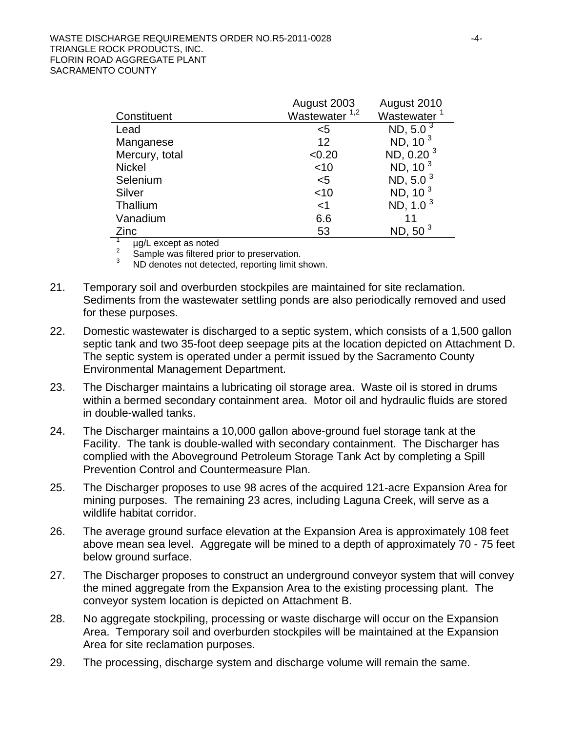| Constituent | August 2003 Wastewater [1,2] | August 2010 Wastewater [1] |
|---|---|---|
| Lead | <5 | ND, 5.0 [3] |
| Manganese | 12 | ND, 10 [3] |
| Mercury, total | <0.20 | ND, 0.20 [3] |
| Nickel | <10 | ND, 10 [3] |
| Selenium | <5 | ND, 5.0 [3] |
| Silver | <10 | ND, 10 [3] |
| Thallium | <1 | ND, 1.0 [3] |
| Vanadium | 6.6 | 11 |
| Zinc | 53 | ND, 50 [3] |

[1] µg/L except as noted
[2] Sample was filtered prior to preservation.
[3] ND denotes not detected, reporting limit shown.

21. Temporary soil and overburden stockpiles are maintained for site reclamation. Sediments from the wastewater settling ponds are also periodically removed and used for these purposes.

22. Domestic wastewater is discharged to a septic system, which consists of a 1,500 gallon septic tank and two 35-foot deep seepage pits at the location depicted on Attachment D. The septic system is operated under a permit issued by the Sacramento County Environmental Management Department.

23. The Discharger maintains a lubricating oil storage area. Waste oil is stored in drums within a bermed secondary containment area. Motor oil and hydraulic fluids are stored in double-walled tanks.

24. The Discharger maintains a 10,000 gallon above-ground fuel storage tank at the Facility. The tank is double-walled with secondary containment. The Discharger has complied with the Aboveground Petroleum Storage Tank Act by completing a Spill Prevention Control and Countermeasure Plan.

25. The Discharger proposes to use 98 acres of the acquired 121-acre Expansion Area for mining purposes. The remaining 23 acres, including Laguna Creek, will serve as a wildlife habitat corridor.

26. The average ground surface elevation at the Expansion Area is approximately 108 feet above mean sea level. Aggregate will be mined to a depth of approximately 70 - 75 feet below ground surface.

27. The Discharger proposes to construct an underground conveyor system that will convey the mined aggregate from the Expansion Area to the existing processing plant. The conveyor system location is depicted on Attachment B.

28. No aggregate stockpiling, processing or waste discharge will occur on the Expansion Area. Temporary soil and overburden stockpiles will be maintained at the Expansion Area for site reclamation purposes.

29. The processing, discharge system and discharge volume will remain the same.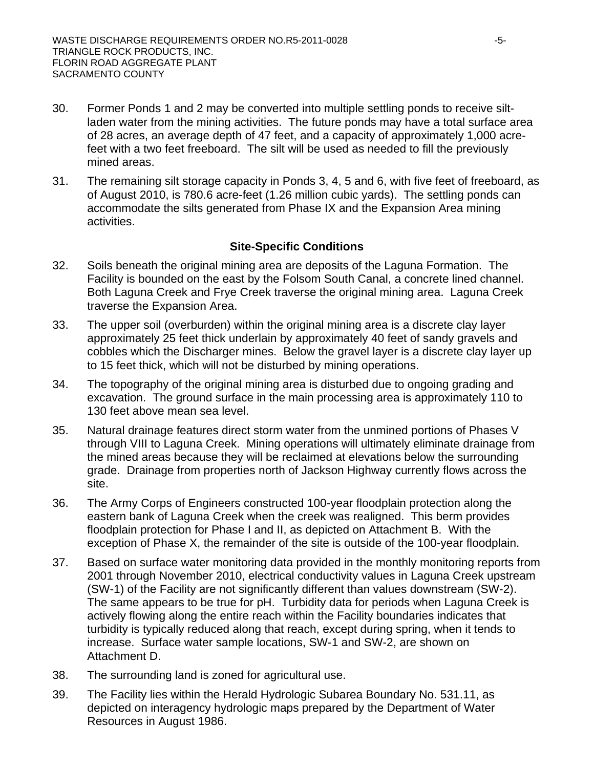30. Former Ponds 1 and 2 may be converted into multiple settling ponds to receive silt-laden water from the mining activities. The future ponds may have a total surface area of 28 acres, an average depth of 47 feet, and a capacity of approximately 1,000 acre-feet with a two feet freeboard. The silt will be used as needed to fill the previously mined areas.

31. The remaining silt storage capacity in Ponds 3, 4, 5 and 6, with five feet of freeboard, as of August 2010, is 780.6 acre-feet (1.26 million cubic yards). The settling ponds can accommodate the silts generated from Phase IX and the Expansion Area mining activities.

### Site-Specific Conditions

32. Soils beneath the original mining area are deposits of the Laguna Formation. The Facility is bounded on the east by the Folsom South Canal, a concrete lined channel. Both Laguna Creek and Frye Creek traverse the original mining area. Laguna Creek traverse the Expansion Area.

33. The upper soil (overburden) within the original mining area is a discrete clay layer approximately 25 feet thick underlain by approximately 40 feet of sandy gravels and cobbles which the Discharger mines. Below the gravel layer is a discrete clay layer up to 15 feet thick, which will not be disturbed by mining operations.

34. The topography of the original mining area is disturbed due to ongoing grading and excavation. The ground surface in the main processing area is approximately 110 to 130 feet above mean sea level.

35. Natural drainage features direct storm water from the unmined portions of Phases V through VIII to Laguna Creek. Mining operations will ultimately eliminate drainage from the mined areas because they will be reclaimed at elevations below the surrounding grade. Drainage from properties north of Jackson Highway currently flows across the site.

36. The Army Corps of Engineers constructed 100-year floodplain protection along the eastern bank of Laguna Creek when the creek was realigned. This berm provides floodplain protection for Phase I and II, as depicted on Attachment B. With the exception of Phase X, the remainder of the site is outside of the 100-year floodplain.

37. Based on surface water monitoring data provided in the monthly monitoring reports from 2001 through November 2010, electrical conductivity values in Laguna Creek upstream (SW-1) of the Facility are not significantly different than values downstream (SW-2). The same appears to be true for pH. Turbidity data for periods when Laguna Creek is actively flowing along the entire reach within the Facility boundaries indicates that turbidity is typically reduced along that reach, except during spring, when it tends to increase. Surface water sample locations, SW-1 and SW-2, are shown on Attachment D.

38. The surrounding land is zoned for agricultural use.

39. The Facility lies within the Herald Hydrologic Subarea Boundary No. 531.11, as depicted on interagency hydrologic maps prepared by the Department of Water Resources in August 1986.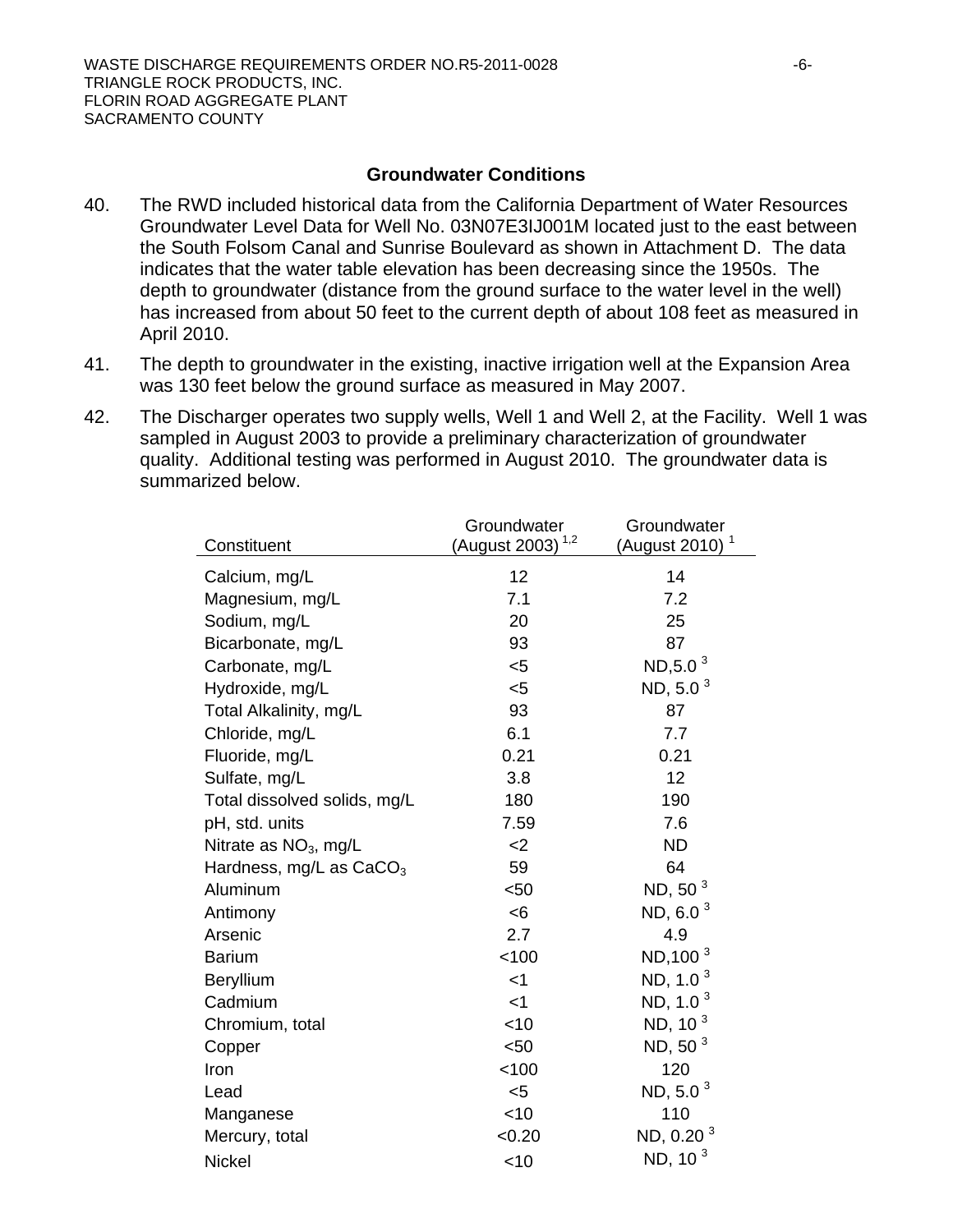## Groundwater Conditions

40. The RWD included historical data from the California Department of Water Resources Groundwater Level Data for Well No. 03N07E3IJ001M located just to the east between the South Folsom Canal and Sunrise Boulevard as shown in Attachment D. The data indicates that the water table elevation has been decreasing since the 1950s. The depth to groundwater (distance from the ground surface to the water level in the well) has increased from about 50 feet to the current depth of about 108 feet as measured in April 2010.

41. The depth to groundwater in the existing, inactive irrigation well at the Expansion Area was 130 feet below the ground surface as measured in May 2007.

42. The Discharger operates two supply wells, Well 1 and Well 2, at the Facility. Well 1 was sampled in August 2003 to provide a preliminary characterization of groundwater quality. Additional testing was performed in August 2010. The groundwater data is summarized below.

| Constituent | Groundwater (August 2003) [1,2] | Groundwater (August 2010) [1] |
|---|---|---|
| Calcium, mg/L | 12 | 14 |
| Magnesium, mg/L | 7.1 | 7.2 |
| Sodium, mg/L | 20 | 25 |
| Bicarbonate, mg/L | 93 | 87 |
| Carbonate, mg/L | <5 | ND,5.0 [3] |
| Hydroxide, mg/L | <5 | ND, 5.0 [3] |
| Total Alkalinity, mg/L | 93 | 87 |
| Chloride, mg/L | 6.1 | 7.7 |
| Fluoride, mg/L | 0.21 | 0.21 |
| Sulfate, mg/L | 3.8 | 12 |
| Total dissolved solids, mg/L | 180 | 190 |
| pH, std. units | 7.59 | 7.6 |
| Nitrate as $NO_3$, mg/L | <2 | ND |
| Hardness, mg/L as $CaCO_3$ | 59 | 64 |
| Aluminum | <50 | ND, 50 [3] |
| Antimony | <6 | ND, 6.0 [3] |
| Arsenic | 2.7 | 4.9 |
| Barium | <100 | ND,100 [3] |
| Beryllium | <1 | ND, 1.0 [3] |
| Cadmium | <1 | ND, 1.0 [3] |
| Chromium, total | <10 | ND, 10 [3] |
| Copper | <50 | ND, 50 [3] |
| Iron | <100 | 120 |
| Lead | <5 | ND, 5.0 [3] |
| Manganese | <10 | 110 |
| Mercury, total | <0.20 | ND, 0.20 [3] |
| Nickel | <10 | ND, 10 [3] |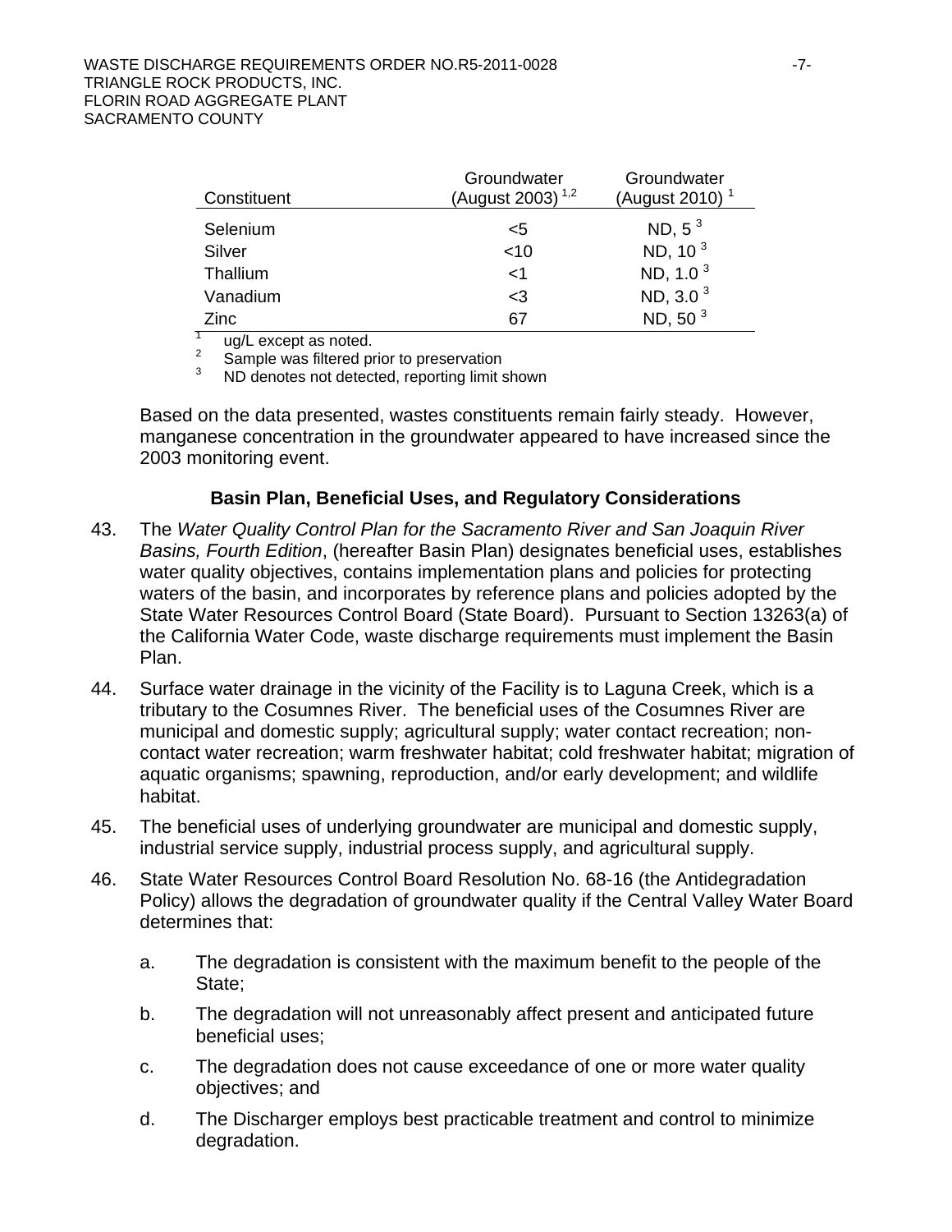| Constituent | Groundwater (August 2003) [1,2] | Groundwater (August 2010) [1] |
|---|---|---|
| Selenium | <5 | ND, 5 [3] |
| Silver | <10 | ND, 10 [3] |
| Thallium | <1 | ND, 1.0 [3] |
| Vanadium | <3 | ND, 3.0 [3] |
| Zinc | 67 | ND, 50 [3] |

[1] ug/L except as noted.
[2] Sample was filtered prior to preservation
[3] ND denotes not detected, reporting limit shown

Based on the data presented, wastes constituents remain fairly steady. However, manganese concentration in the groundwater appeared to have increased since the 2003 monitoring event.

### Basin Plan, Beneficial Uses, and Regulatory Considerations

43. The *Water Quality Control Plan for the Sacramento River and San Joaquin River Basins, Fourth Edition*, (hereafter Basin Plan) designates beneficial uses, establishes water quality objectives, contains implementation plans and policies for protecting waters of the basin, and incorporates by reference plans and policies adopted by the State Water Resources Control Board (State Board). Pursuant to Section 13263(a) of the California Water Code, waste discharge requirements must implement the Basin Plan.

44. Surface water drainage in the vicinity of the Facility is to Laguna Creek, which is a tributary to the Cosumnes River. The beneficial uses of the Cosumnes River are municipal and domestic supply; agricultural supply; water contact recreation; non-contact water recreation; warm freshwater habitat; cold freshwater habitat; migration of aquatic organisms; spawning, reproduction, and/or early development; and wildlife habitat.

45. The beneficial uses of underlying groundwater are municipal and domestic supply, industrial service supply, industrial process supply, and agricultural supply.

46. State Water Resources Control Board Resolution No. 68-16 (the Antidegradation Policy) allows the degradation of groundwater quality if the Central Valley Water Board determines that:

    a. The degradation is consistent with the maximum benefit to the people of the State;

    b. The degradation will not unreasonably affect present and anticipated future beneficial uses;

    c. The degradation does not cause exceedance of one or more water quality objectives; and

    d. The Discharger employs best practicable treatment and control to minimize degradation.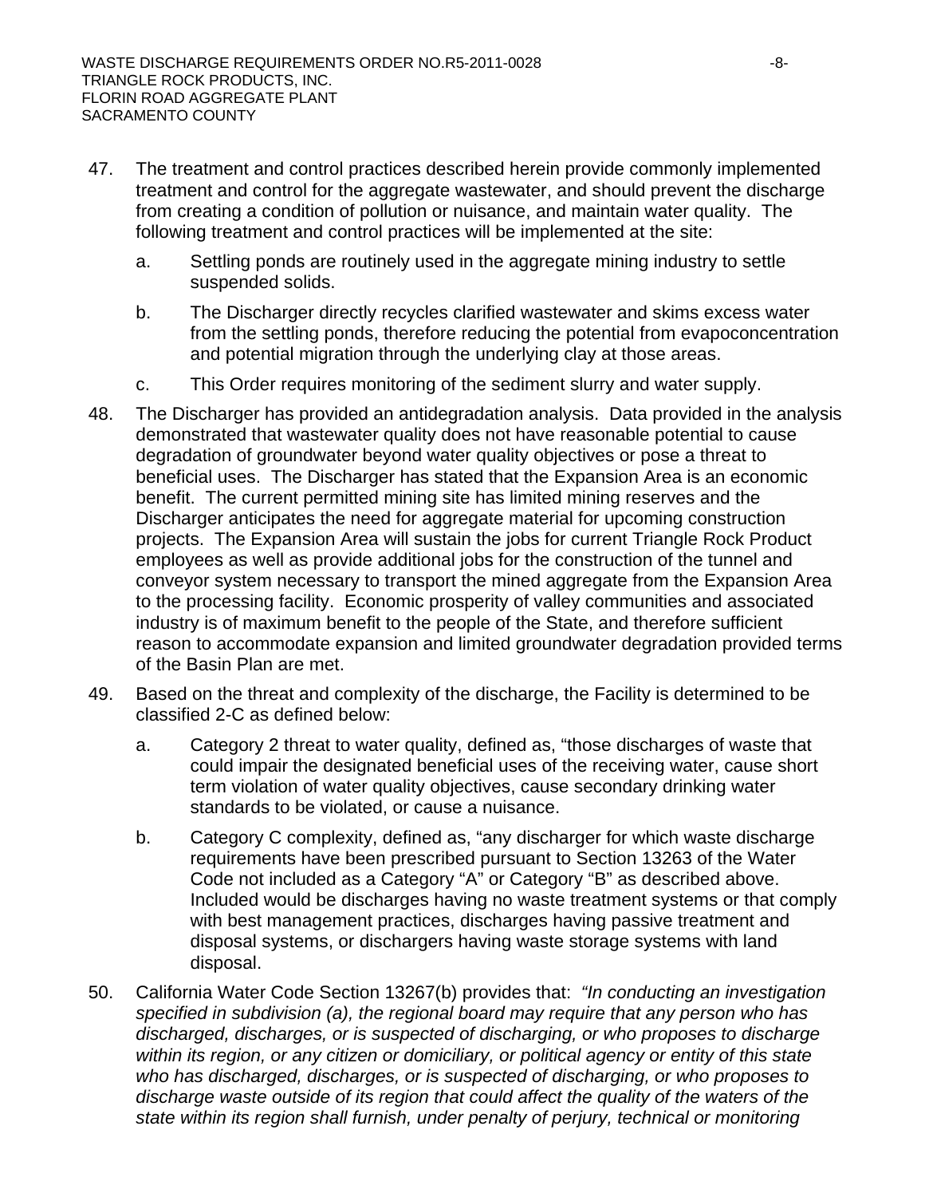47. The treatment and control practices described herein provide commonly implemented treatment and control for the aggregate wastewater, and should prevent the discharge from creating a condition of pollution or nuisance, and maintain water quality. The following treatment and control practices will be implemented at the site:

    a. Settling ponds are routinely used in the aggregate mining industry to settle suspended solids.

    b. The Discharger directly recycles clarified wastewater and skims excess water from the settling ponds, therefore reducing the potential from evapoconcentration and potential migration through the underlying clay at those areas.

    c. This Order requires monitoring of the sediment slurry and water supply.

48. The Discharger has provided an antidegradation analysis. Data provided in the analysis demonstrated that wastewater quality does not have reasonable potential to cause degradation of groundwater beyond water quality objectives or pose a threat to beneficial uses. The Discharger has stated that the Expansion Area is an economic benefit. The current permitted mining site has limited mining reserves and the Discharger anticipates the need for aggregate material for upcoming construction projects. The Expansion Area will sustain the jobs for current Triangle Rock Product employees as well as provide additional jobs for the construction of the tunnel and conveyor system necessary to transport the mined aggregate from the Expansion Area to the processing facility. Economic prosperity of valley communities and associated industry is of maximum benefit to the people of the State, and therefore sufficient reason to accommodate expansion and limited groundwater degradation provided terms of the Basin Plan are met.

49. Based on the threat and complexity of the discharge, the Facility is determined to be classified 2-C as defined below:

    a. Category 2 threat to water quality, defined as, "those discharges of waste that could impair the designated beneficial uses of the receiving water, cause short term violation of water quality objectives, cause secondary drinking water standards to be violated, or cause a nuisance.

    b. Category C complexity, defined as, "any discharger for which waste discharge requirements have been prescribed pursuant to Section 13263 of the Water Code not included as a Category "A" or Category "B" as described above. Included would be discharges having no waste treatment systems or that comply with best management practices, discharges having passive treatment and disposal systems, or dischargers having waste storage systems with land disposal.

50. California Water Code Section 13267(b) provides that: *"In conducting an investigation specified in subdivision (a), the regional board may require that any person who has discharged, discharges, or is suspected of discharging, or who proposes to discharge within its region, or any citizen or domiciliary, or political agency or entity of this state who has discharged, discharges, or is suspected of discharging, or who proposes to discharge waste outside of its region that could affect the quality of the waters of the state within its region shall furnish, under penalty of perjury, technical or monitoring*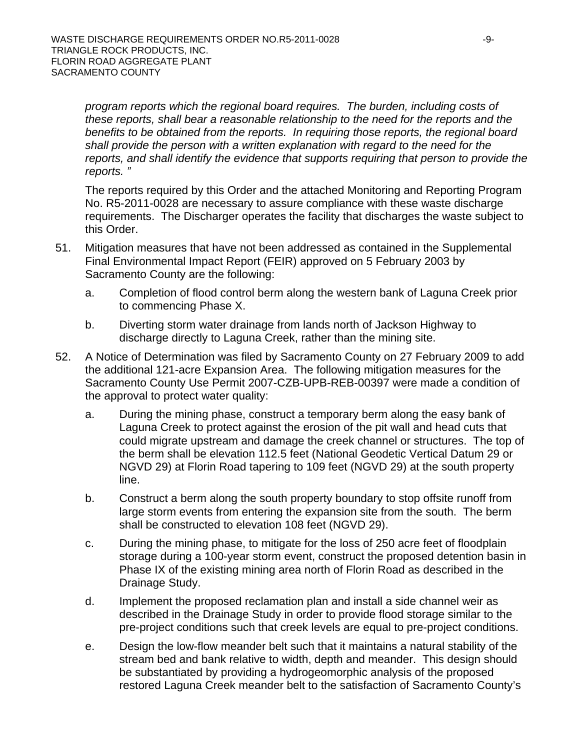*program reports which the regional board requires. The burden, including costs of these reports, shall bear a reasonable relationship to the need for the reports and the benefits to be obtained from the reports. In requiring those reports, the regional board shall provide the person with a written explanation with regard to the need for the reports, and shall identify the evidence that supports requiring that person to provide the reports. "*

The reports required by this Order and the attached Monitoring and Reporting Program No. R5-2011-0028 are necessary to assure compliance with these waste discharge requirements. The Discharger operates the facility that discharges the waste subject to this Order.

51. Mitigation measures that have not been addressed as contained in the Supplemental Final Environmental Impact Report (FEIR) approved on 5 February 2003 by Sacramento County are the following:

    a. Completion of flood control berm along the western bank of Laguna Creek prior to commencing Phase X.

    b. Diverting storm water drainage from lands north of Jackson Highway to discharge directly to Laguna Creek, rather than the mining site.

52. A Notice of Determination was filed by Sacramento County on 27 February 2009 to add the additional 121-acre Expansion Area. The following mitigation measures for the Sacramento County Use Permit 2007-CZB-UPB-REB-00397 were made a condition of the approval to protect water quality:

    a. During the mining phase, construct a temporary berm along the easy bank of Laguna Creek to protect against the erosion of the pit wall and head cuts that could migrate upstream and damage the creek channel or structures. The top of the berm shall be elevation 112.5 feet (National Geodetic Vertical Datum 29 or NGVD 29) at Florin Road tapering to 109 feet (NGVD 29) at the south property line.

    b. Construct a berm along the south property boundary to stop offsite runoff from large storm events from entering the expansion site from the south. The berm shall be constructed to elevation 108 feet (NGVD 29).

    c. During the mining phase, to mitigate for the loss of 250 acre feet of floodplain storage during a 100-year storm event, construct the proposed detention basin in Phase IX of the existing mining area north of Florin Road as described in the Drainage Study.

    d. Implement the proposed reclamation plan and install a side channel weir as described in the Drainage Study in order to provide flood storage similar to the pre-project conditions such that creek levels are equal to pre-project conditions.

    e. Design the low-flow meander belt such that it maintains a natural stability of the stream bed and bank relative to width, depth and meander. This design should be substantiated by providing a hydrogeomorphic analysis of the proposed restored Laguna Creek meander belt to the satisfaction of Sacramento County's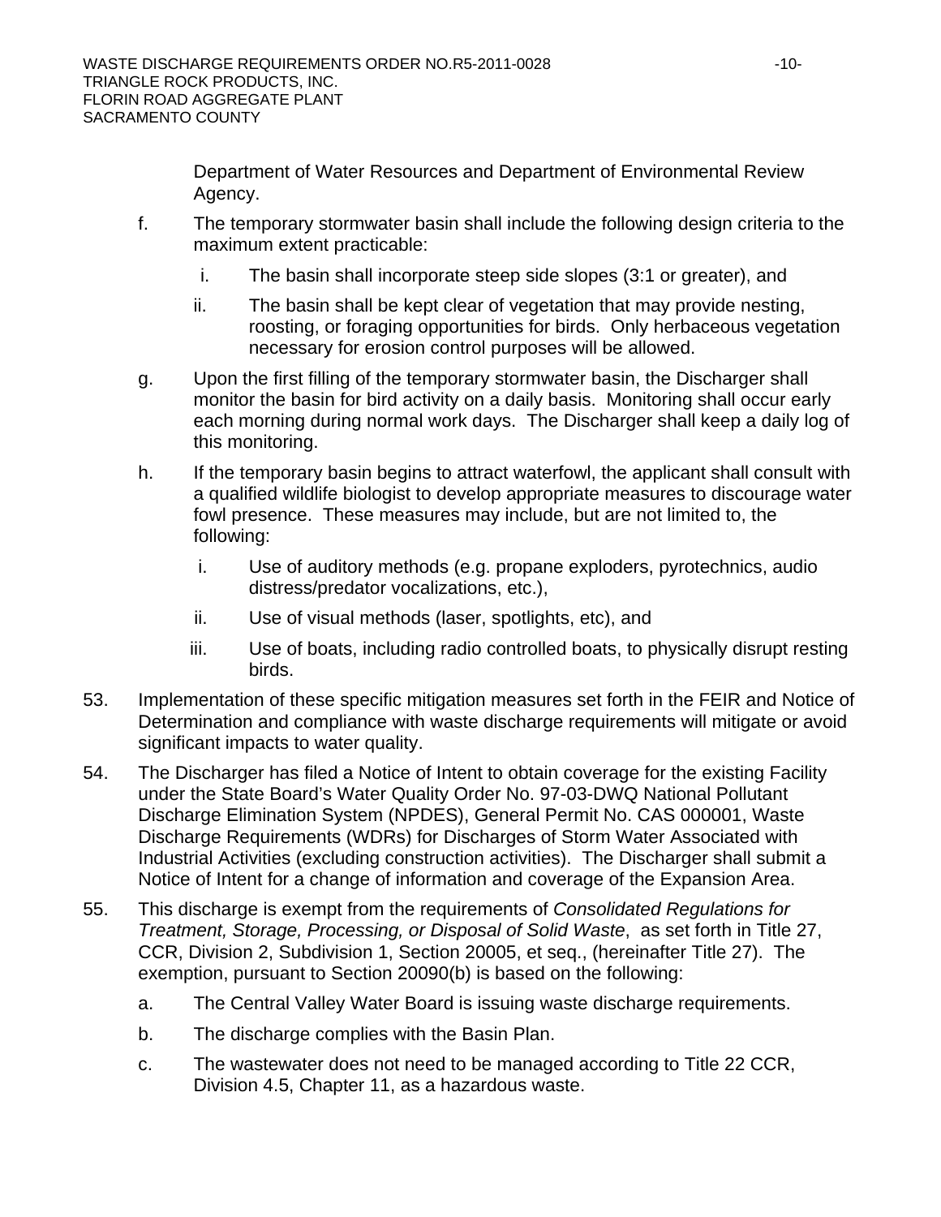Department of Water Resources and Department of Environmental Review Agency.

f. The temporary stormwater basin shall include the following design criteria to the maximum extent practicable:

   i. The basin shall incorporate steep side slopes (3:1 or greater), and

   ii. The basin shall be kept clear of vegetation that may provide nesting, roosting, or foraging opportunities for birds. Only herbaceous vegetation necessary for erosion control purposes will be allowed.

g. Upon the first filling of the temporary stormwater basin, the Discharger shall monitor the basin for bird activity on a daily basis. Monitoring shall occur early each morning during normal work days. The Discharger shall keep a daily log of this monitoring.

h. If the temporary basin begins to attract waterfowl, the applicant shall consult with a qualified wildlife biologist to develop appropriate measures to discourage water fowl presence. These measures may include, but are not limited to, the following:

   i. Use of auditory methods (e.g. propane exploders, pyrotechnics, audio distress/predator vocalizations, etc.),

   ii. Use of visual methods (laser, spotlights, etc), and

   iii. Use of boats, including radio controlled boats, to physically disrupt resting birds.

53. Implementation of these specific mitigation measures set forth in the FEIR and Notice of Determination and compliance with waste discharge requirements will mitigate or avoid significant impacts to water quality.

54. The Discharger has filed a Notice of Intent to obtain coverage for the existing Facility under the State Board's Water Quality Order No. 97-03-DWQ National Pollutant Discharge Elimination System (NPDES), General Permit No. CAS 000001, Waste Discharge Requirements (WDRs) for Discharges of Storm Water Associated with Industrial Activities (excluding construction activities). The Discharger shall submit a Notice of Intent for a change of information and coverage of the Expansion Area.

55. This discharge is exempt from the requirements of *Consolidated Regulations for Treatment, Storage, Processing, or Disposal of Solid Waste*, as set forth in Title 27, CCR, Division 2, Subdivision 1, Section 20005, et seq., (hereinafter Title 27). The exemption, pursuant to Section 20090(b) is based on the following:

   a. The Central Valley Water Board is issuing waste discharge requirements.

   b. The discharge complies with the Basin Plan.

   c. The wastewater does not need to be managed according to Title 22 CCR, Division 4.5, Chapter 11, as a hazardous waste.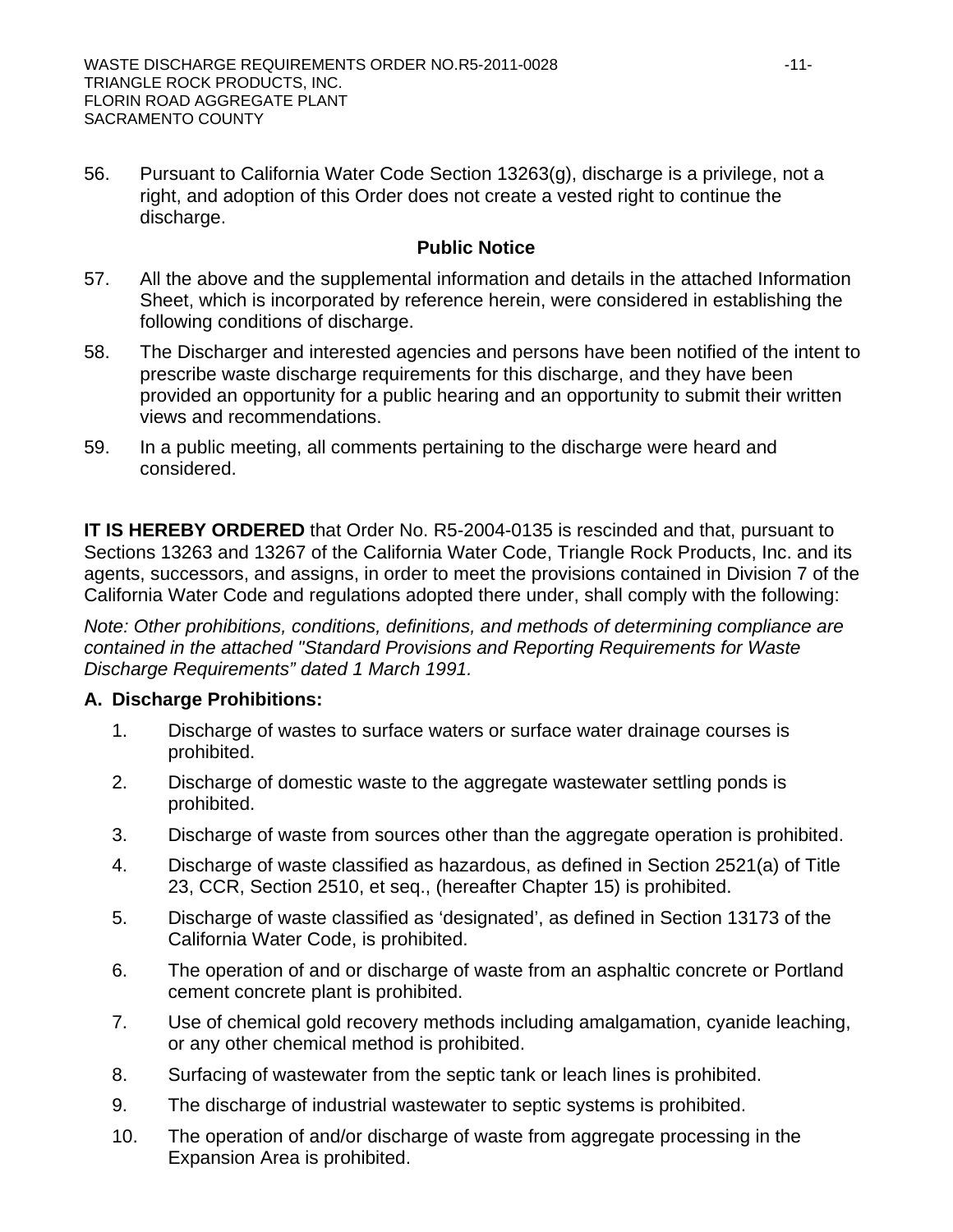56. Pursuant to California Water Code Section 13263(g), discharge is a privilege, not a right, and adoption of this Order does not create a vested right to continue the discharge.

**Public Notice**

57. All the above and the supplemental information and details in the attached Information Sheet, which is incorporated by reference herein, were considered in establishing the following conditions of discharge.

58. The Discharger and interested agencies and persons have been notified of the intent to prescribe waste discharge requirements for this discharge, and they have been provided an opportunity for a public hearing and an opportunity to submit their written views and recommendations.

59. In a public meeting, all comments pertaining to the discharge were heard and considered.

**IT IS HEREBY ORDERED** that Order No. R5-2004-0135 is rescinded and that, pursuant to Sections 13263 and 13267 of the California Water Code, Triangle Rock Products, Inc. and its agents, successors, and assigns, in order to meet the provisions contained in Division 7 of the California Water Code and regulations adopted there under, shall comply with the following:

*Note: Other prohibitions, conditions, definitions, and methods of determining compliance are contained in the attached "Standard Provisions and Reporting Requirements for Waste Discharge Requirements" dated 1 March 1991.*

**A. Discharge Prohibitions:**

1. Discharge of wastes to surface waters or surface water drainage courses is prohibited.
2. Discharge of domestic waste to the aggregate wastewater settling ponds is prohibited.
3. Discharge of waste from sources other than the aggregate operation is prohibited.
4. Discharge of waste classified as hazardous, as defined in Section 2521(a) of Title 23, CCR, Section 2510, et seq., (hereafter Chapter 15) is prohibited.
5. Discharge of waste classified as 'designated', as defined in Section 13173 of the California Water Code, is prohibited.
6. The operation of and or discharge of waste from an asphaltic concrete or Portland cement concrete plant is prohibited.
7. Use of chemical gold recovery methods including amalgamation, cyanide leaching, or any other chemical method is prohibited.
8. Surfacing of wastewater from the septic tank or leach lines is prohibited.
9. The discharge of industrial wastewater to septic systems is prohibited.
10. The operation of and/or discharge of waste from aggregate processing in the Expansion Area is prohibited.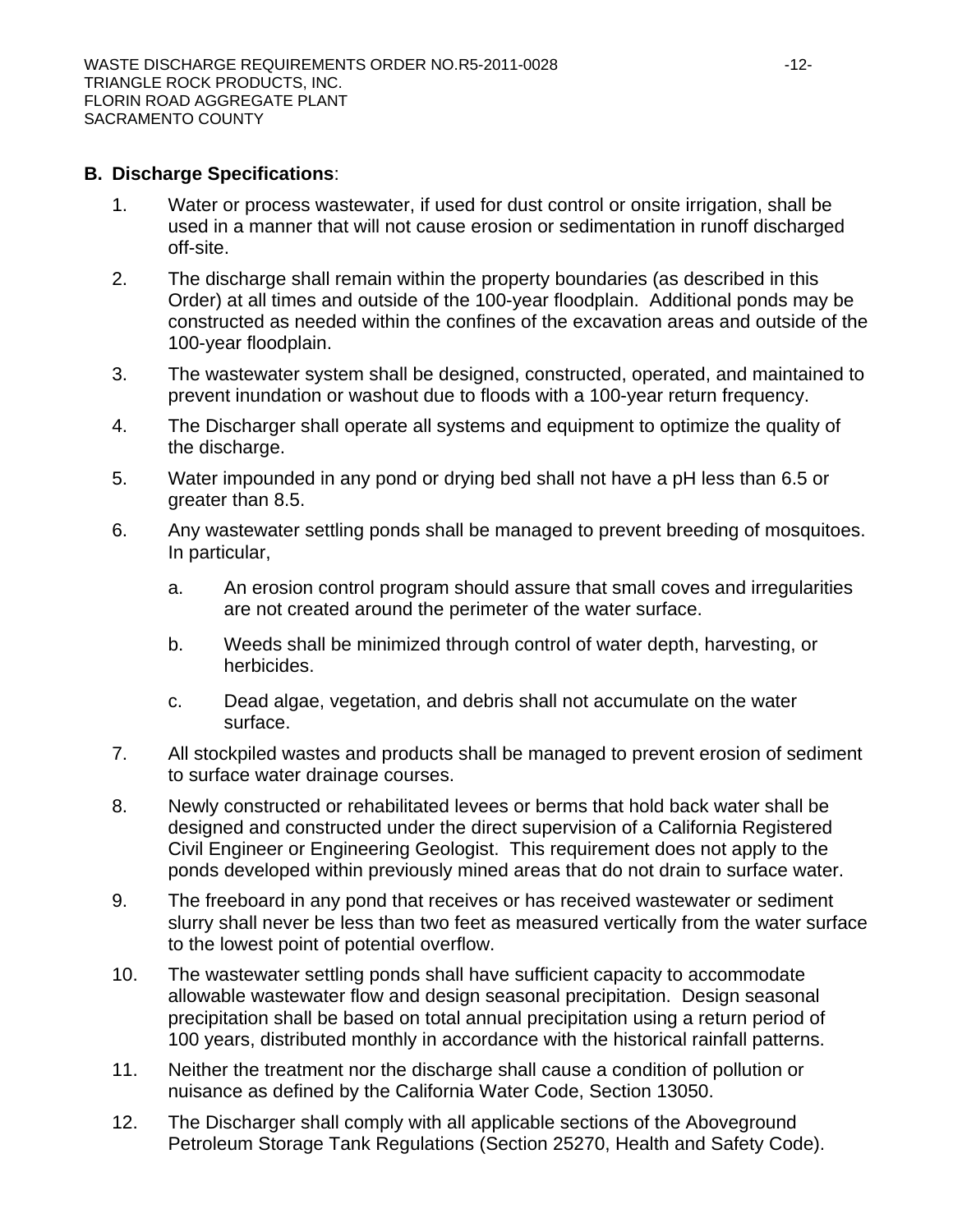**B. Discharge Specifications**:

1. Water or process wastewater, if used for dust control or onsite irrigation, shall be used in a manner that will not cause erosion or sedimentation in runoff discharged off-site.

2. The discharge shall remain within the property boundaries (as described in this Order) at all times and outside of the 100-year floodplain. Additional ponds may be constructed as needed within the confines of the excavation areas and outside of the 100-year floodplain.

3. The wastewater system shall be designed, constructed, operated, and maintained to prevent inundation or washout due to floods with a 100-year return frequency.

4. The Discharger shall operate all systems and equipment to optimize the quality of the discharge.

5. Water impounded in any pond or drying bed shall not have a pH less than 6.5 or greater than 8.5.

6. Any wastewater settling ponds shall be managed to prevent breeding of mosquitoes. In particular,

   a. An erosion control program should assure that small coves and irregularities are not created around the perimeter of the water surface.

   b. Weeds shall be minimized through control of water depth, harvesting, or herbicides.

   c. Dead algae, vegetation, and debris shall not accumulate on the water surface.

7. All stockpiled wastes and products shall be managed to prevent erosion of sediment to surface water drainage courses.

8. Newly constructed or rehabilitated levees or berms that hold back water shall be designed and constructed under the direct supervision of a California Registered Civil Engineer or Engineering Geologist. This requirement does not apply to the ponds developed within previously mined areas that do not drain to surface water.

9. The freeboard in any pond that receives or has received wastewater or sediment slurry shall never be less than two feet as measured vertically from the water surface to the lowest point of potential overflow.

10. The wastewater settling ponds shall have sufficient capacity to accommodate allowable wastewater flow and design seasonal precipitation. Design seasonal precipitation shall be based on total annual precipitation using a return period of 100 years, distributed monthly in accordance with the historical rainfall patterns.

11. Neither the treatment nor the discharge shall cause a condition of pollution or nuisance as defined by the California Water Code, Section 13050.

12. The Discharger shall comply with all applicable sections of the Aboveground Petroleum Storage Tank Regulations (Section 25270, Health and Safety Code).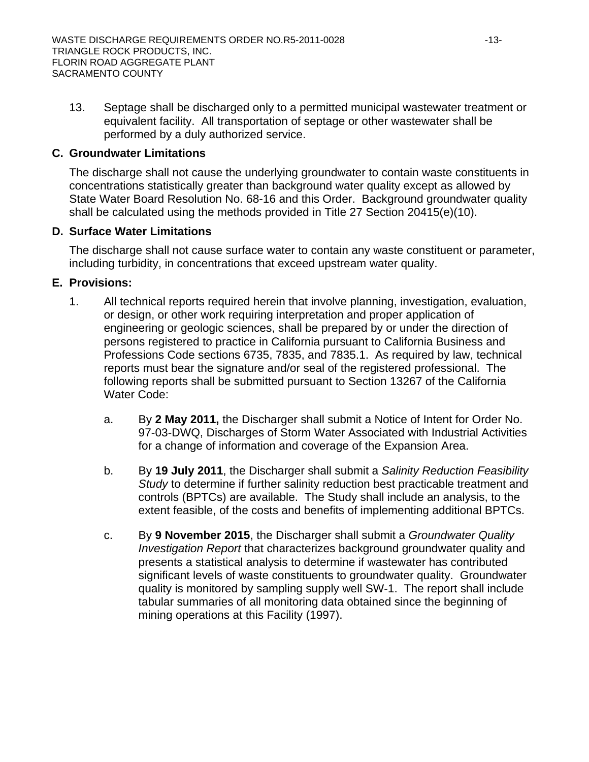13. Septage shall be discharged only to a permitted municipal wastewater treatment or equivalent facility. All transportation of septage or other wastewater shall be performed by a duly authorized service.

## C. Groundwater Limitations

The discharge shall not cause the underlying groundwater to contain waste constituents in concentrations statistically greater than background water quality except as allowed by State Water Board Resolution No. 68-16 and this Order. Background groundwater quality shall be calculated using the methods provided in Title 27 Section 20415(e)(10).

## D. Surface Water Limitations

The discharge shall not cause surface water to contain any waste constituent or parameter, including turbidity, in concentrations that exceed upstream water quality.

## E. Provisions:

1. All technical reports required herein that involve planning, investigation, evaluation, or design, or other work requiring interpretation and proper application of engineering or geologic sciences, shall be prepared by or under the direction of persons registered to practice in California pursuant to California Business and Professions Code sections 6735, 7835, and 7835.1. As required by law, technical reports must bear the signature and/or seal of the registered professional. The following reports shall be submitted pursuant to Section 13267 of the California Water Code:

   a. By **2 May 2011,** the Discharger shall submit a Notice of Intent for Order No. 97-03-DWQ, Discharges of Storm Water Associated with Industrial Activities for a change of information and coverage of the Expansion Area.

   b. By **19 July 2011**, the Discharger shall submit a *Salinity Reduction Feasibility Study* to determine if further salinity reduction best practicable treatment and controls (BPTCs) are available. The Study shall include an analysis, to the extent feasible, of the costs and benefits of implementing additional BPTCs.

   c. By **9 November 2015**, the Discharger shall submit a *Groundwater Quality Investigation Report* that characterizes background groundwater quality and presents a statistical analysis to determine if wastewater has contributed significant levels of waste constituents to groundwater quality. Groundwater quality is monitored by sampling supply well SW-1. The report shall include tabular summaries of all monitoring data obtained since the beginning of mining operations at this Facility (1997).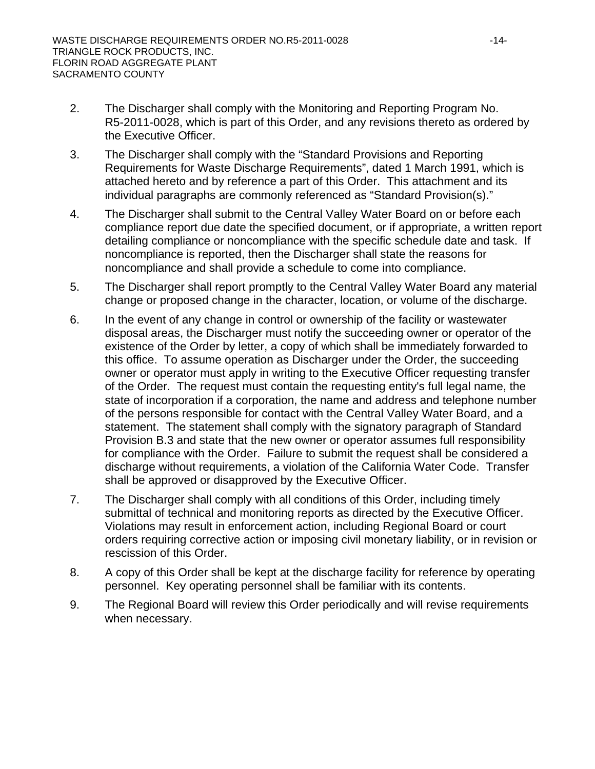2. The Discharger shall comply with the Monitoring and Reporting Program No. R5-2011-0028, which is part of this Order, and any revisions thereto as ordered by the Executive Officer.

3. The Discharger shall comply with the "Standard Provisions and Reporting Requirements for Waste Discharge Requirements", dated 1 March 1991, which is attached hereto and by reference a part of this Order. This attachment and its individual paragraphs are commonly referenced as "Standard Provision(s)."

4. The Discharger shall submit to the Central Valley Water Board on or before each compliance report due date the specified document, or if appropriate, a written report detailing compliance or noncompliance with the specific schedule date and task. If noncompliance is reported, then the Discharger shall state the reasons for noncompliance and shall provide a schedule to come into compliance.

5. The Discharger shall report promptly to the Central Valley Water Board any material change or proposed change in the character, location, or volume of the discharge.

6. In the event of any change in control or ownership of the facility or wastewater disposal areas, the Discharger must notify the succeeding owner or operator of the existence of the Order by letter, a copy of which shall be immediately forwarded to this office. To assume operation as Discharger under the Order, the succeeding owner or operator must apply in writing to the Executive Officer requesting transfer of the Order. The request must contain the requesting entity's full legal name, the state of incorporation if a corporation, the name and address and telephone number of the persons responsible for contact with the Central Valley Water Board, and a statement. The statement shall comply with the signatory paragraph of Standard Provision B.3 and state that the new owner or operator assumes full responsibility for compliance with the Order. Failure to submit the request shall be considered a discharge without requirements, a violation of the California Water Code. Transfer shall be approved or disapproved by the Executive Officer.

7. The Discharger shall comply with all conditions of this Order, including timely submittal of technical and monitoring reports as directed by the Executive Officer. Violations may result in enforcement action, including Regional Board or court orders requiring corrective action or imposing civil monetary liability, or in revision or rescission of this Order.

8. A copy of this Order shall be kept at the discharge facility for reference by operating personnel. Key operating personnel shall be familiar with its contents.

9. The Regional Board will review this Order periodically and will revise requirements when necessary.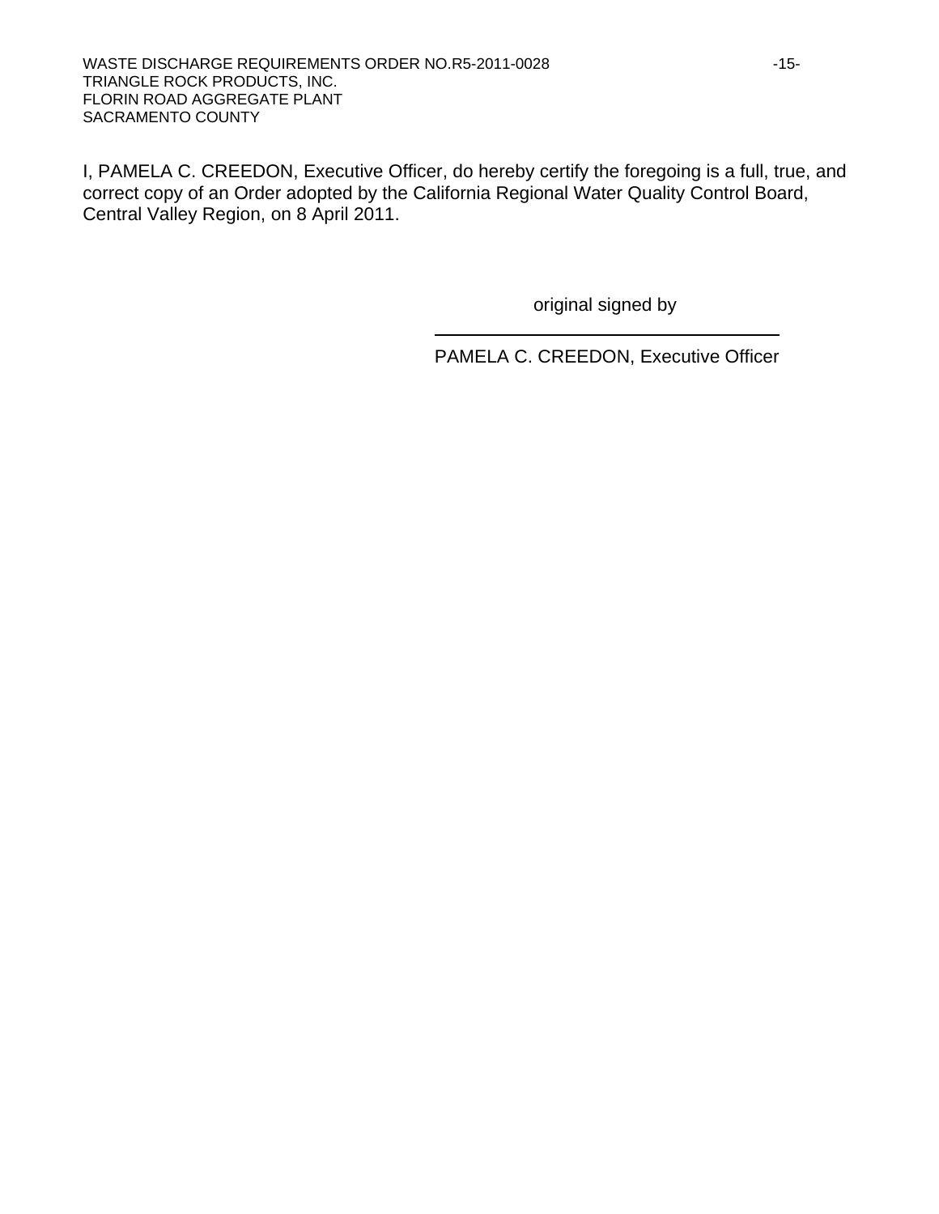I, PAMELA C. CREEDON, Executive Officer, do hereby certify the foregoing is a full, true, and correct copy of an Order adopted by the California Regional Water Quality Control Board, Central Valley Region, on 8 April 2011.

original signed by

PAMELA C. CREEDON, Executive Officer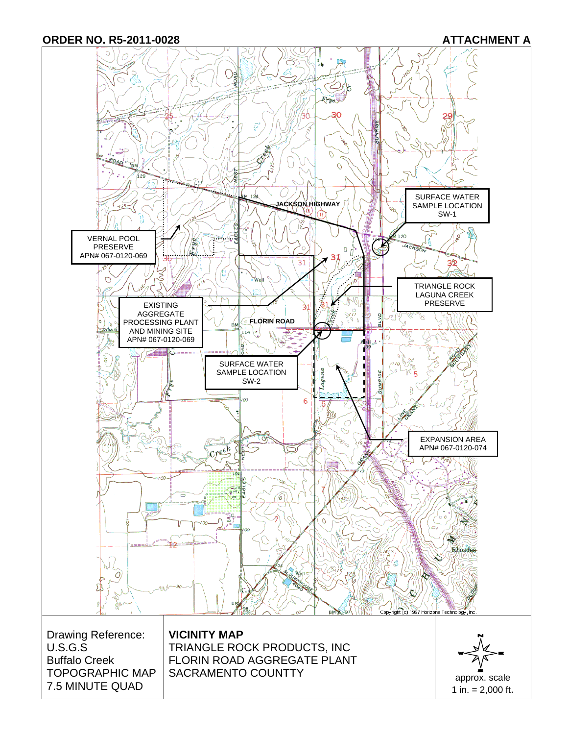**ORDER NO. R5-2011-0028** **ATTACHMENT A**

VERNAL POOL PRESERVE
APN# 067-0120-069

JACKSON HIGHWAY

SURFACE WATER SAMPLE LOCATION SW-1

TRIANGLE ROCK LAGUNA CREEK PRESERVE

EXISTING AGGREGATE PROCESSING PLANT AND MINING SITE
APN# 067-0120-069

FLORIN ROAD

SURFACE WATER SAMPLE LOCATION SW-2

EXPANSION AREA
APN# 067-0120-074

Copyright (c) 1997 Horizons Technology, Inc.

| Drawing Reference: U.S.G.S Buffalo Creek TOPOGRAPHIC MAP 7.5 MINUTE QUAD | **VICINITY MAP** TRIANGLE ROCK PRODUCTS, INC FLORIN ROAD AGGREGATE PLANT SACRAMENTO COUNTTY | approx. scale 1 in. = 2,000 ft. |
|---|---|---|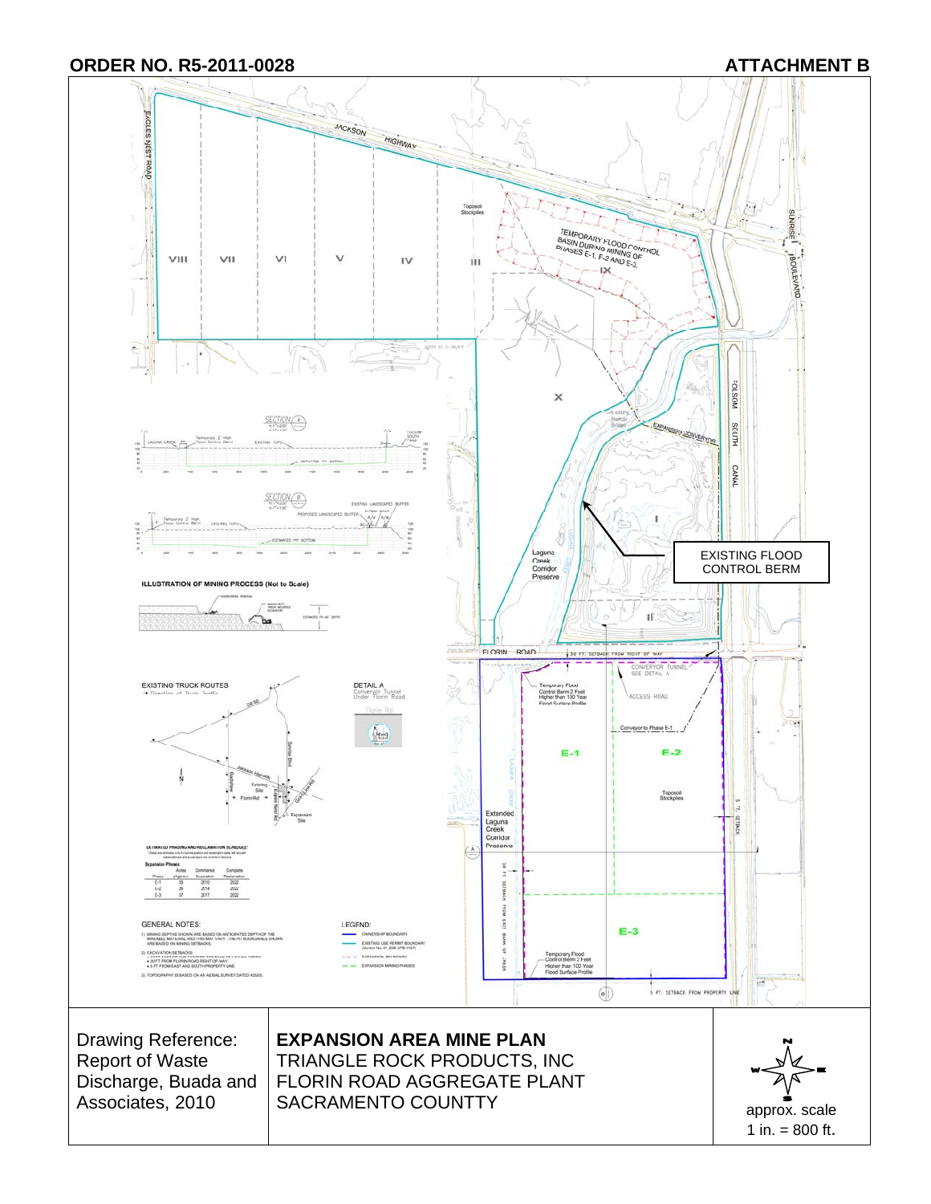**ORDER NO. R5-2011-0028** **ATTACHMENT B**

EAGLES NEST ROAD

JACKSON HIGHWAY

SUNRISE BOULEVARD

FOLSOM SOUTH CANAL

Topsoil Stockpiles

TEMPORARY FLOOD CONTROL BASIN DURING MINING OF PHASES E-1, E-2 AND E-3.

VIII VII VI V IV III IX X I II

EXPANSION CONVEYOR

Existing Railcar Bridge

Laguna Creek Corridor Preserve

EXISTING FLOOD CONTROL BERM

SECTION A

SECTION B

ILLUSTRATION OF MINING PROCESS (Not to Scale)

FLORIN ROAD

30 FT. SETBACK FROM RIGHT OF WAY

CONVEYOR TUNNEL SEE DETAIL A

Temporary Flood Control Berm 2 Feet Higher than 100 Year Flood Surface Profile

ACCESS ROAD

Conveyor to Phase E-1

E-1 E-2 E-3

Topsoil Stockpiles

Extended Laguna Creek Corridor Preserve

5 FT. SETBACK FROM PROPERTY LINE

EXISTING TRUCK ROUTES

→ Direction of Truck Traffic

DETAIL A
Conveyor Tunnel Under Florin Road

ESTIMATED PHASING AND RECLAMATION SCHEDULE

Expansion Phases

| Phase | Acres (Approx) | Commence Excavation | Complete Reclamation |
|---|---|---|---|
| E-1 | 35 | 2010 | 2022 |
| E-2 | 25 | 2014 | 2022 |
| E-3 | 37 | 2017 | 2022 |

GENERAL NOTES:

1) MINING DEPTHS SHOWN ARE BASED ON ANTICIPATED DEPTH OF THE MINERAL MATERIAL AND THIS MAY VARY. THE PIT BOUNDARIES SHOWN ARE BASED ON MINING SETBACKS.
2) EXCAVATION SETBACKS:
 - 30 FT FROM FLORIN ROAD RIGHT-OF-WAY
 - 5 FT FROM EAST AND SOUTH PROPERTY LINE
3) TOPOGRAPHY IS BASED ON AN AERIAL SURVEY DATED 4/20/05.

LEGEND:

- OWNERSHIP BOUNDARY
- EXISTING USE PERMIT BOUNDARY
- EXPANSION BOUNDARY
- EXPANSION MINING PHASES

| Drawing Reference: Report of Waste Discharge, Buada and Associates, 2010 | **EXPANSION AREA MINE PLAN** TRIANGLE ROCK PRODUCTS, INC FLORIN ROAD AGGREGATE PLANT SACRAMENTO COUNTTY | approx. scale 1 in. = 800 ft. |
|---|---|---|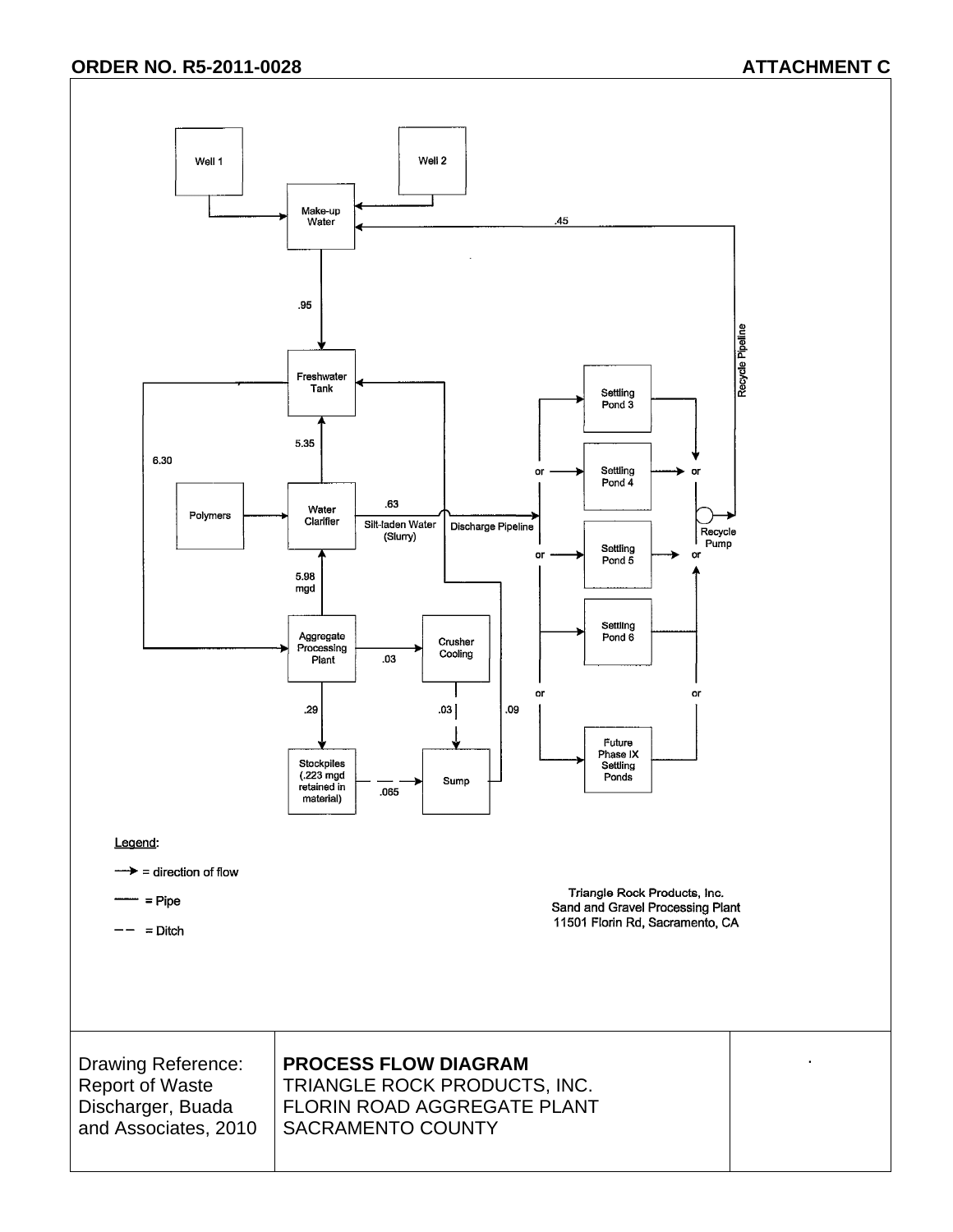ORDER NO. R5-2011-0028 ATTACHMENT C

Well 1

Well 2

Make-up Water

.45

.95

Recycle Pipeline

Freshwater Tank

Settling Pond 3

5.35

6.30

or

Settling Pond 4

or

Polymers

Water Clarifier

.63

Silt-laden Water (Slurry)

Discharge Pipeline

Recycle Pump

or

Settling Pond 5

or

5.98 mgd

Settling Pond 6

Aggregate Processing Plant

.03

Crusher Cooling

or

or

.29

.03

.09

Future Phase IX Settling Ponds

Stockpiles (.223 mgd retained in material)

.065

Sump

Legend:

→ = direction of flow

—— = Pipe

– – = Ditch

Triangle Rock Products, Inc.
Sand and Gravel Processing Plant
11501 Florin Rd, Sacramento, CA

| Drawing Reference: Report of Waste Discharger, Buada and Associates, 2010 | **PROCESS FLOW DIAGRAM** TRIANGLE ROCK PRODUCTS, INC. FLORIN ROAD AGGREGATE PLANT SACRAMENTO COUNTY | . |
|---|---|---|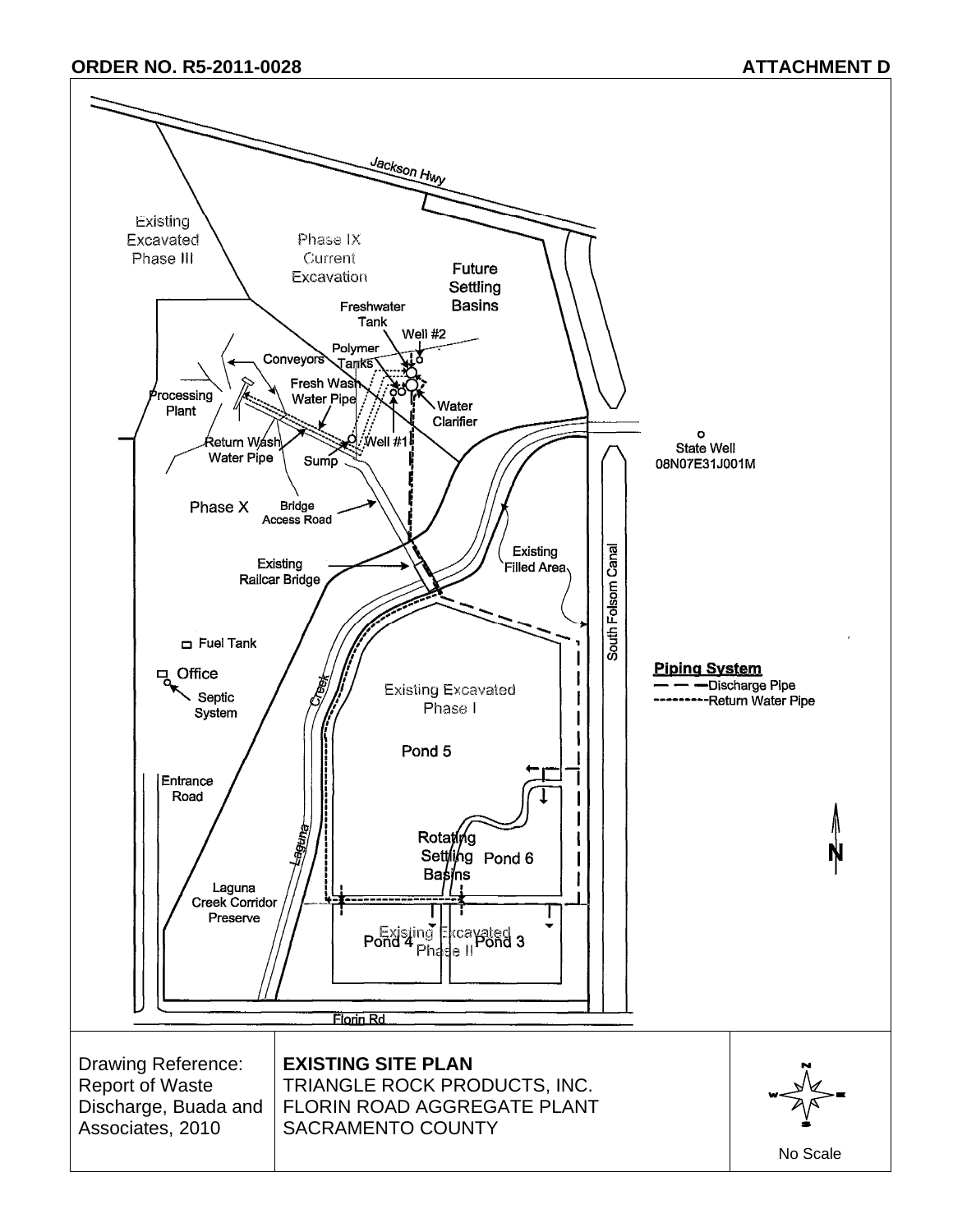ORDER NO. R5-2011-0028

ATTACHMENT D

Jackson Hwy

Existing Excavated Phase III

Phase IX Current Excavation

Future Settling Basins

Freshwater Tank

Well #2

Polymer Tanks

Conveyors

Processing Plant

Fresh Wash Water Pipe

Water Clarifier

Return Wash Water Pipe

Sump

Well #1

State Well 08N07E31J001M

Phase X

Bridge Access Road

Existing Railcar Bridge

Existing Filled Area

South Folsom Canal

Fuel Tank

Office

Septic System

Creek

Existing Excavated Phase I

Pond 5

**Piping System**
— — — Discharge Pipe
---------- Return Water Pipe

Entrance Road

Laguna

Rotating Settling Basins

Pond 6

Laguna Creek Corridor Preserve

Pond 4

Existing Excavated Phase II

Pond 3

Florin Rd

N

| Drawing Reference: Report of Waste Discharge, Buada and Associates, 2010 | **EXISTING SITE PLAN** TRIANGLE ROCK PRODUCTS, INC. FLORIN ROAD AGGREGATE PLANT SACRAMENTO COUNTY | No Scale |
|---|---|---|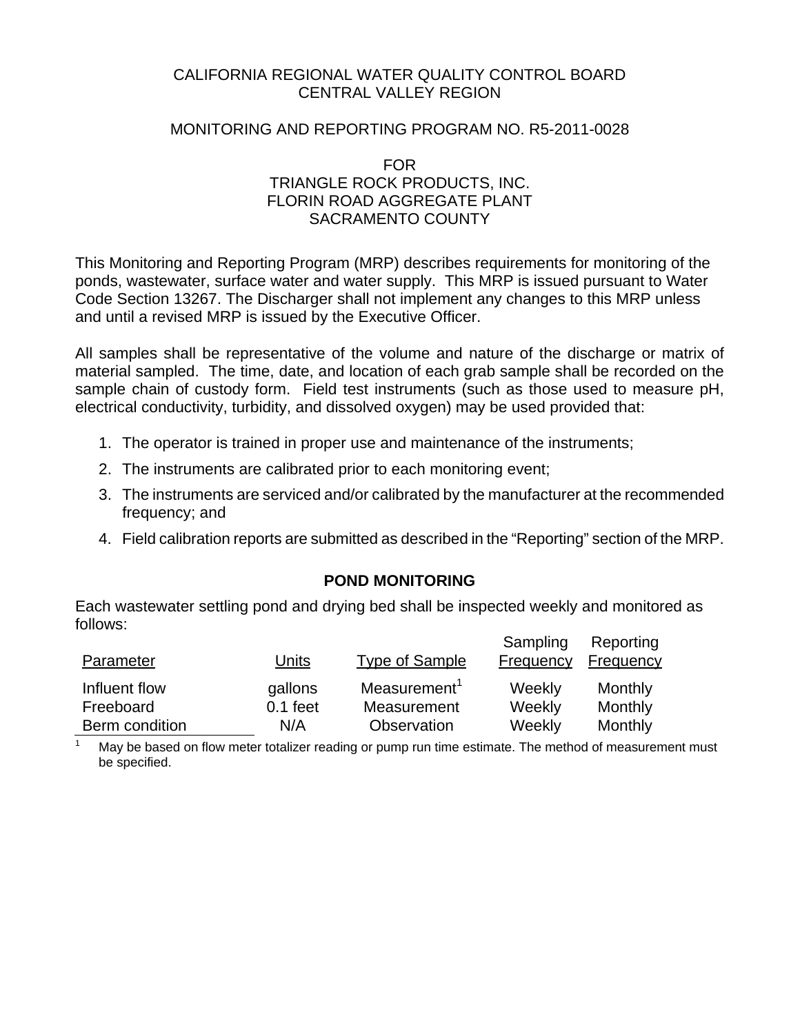CALIFORNIA REGIONAL WATER QUALITY CONTROL BOARD
CENTRAL VALLEY REGION

MONITORING AND REPORTING PROGRAM NO. R5-2011-0028

FOR
TRIANGLE ROCK PRODUCTS, INC.
FLORIN ROAD AGGREGATE PLANT
SACRAMENTO COUNTY

This Monitoring and Reporting Program (MRP) describes requirements for monitoring of the ponds, wastewater, surface water and water supply. This MRP is issued pursuant to Water Code Section 13267. The Discharger shall not implement any changes to this MRP unless and until a revised MRP is issued by the Executive Officer.

All samples shall be representative of the volume and nature of the discharge or matrix of material sampled. The time, date, and location of each grab sample shall be recorded on the sample chain of custody form. Field test instruments (such as those used to measure pH, electrical conductivity, turbidity, and dissolved oxygen) may be used provided that:

1. The operator is trained in proper use and maintenance of the instruments;
2. The instruments are calibrated prior to each monitoring event;
3. The instruments are serviced and/or calibrated by the manufacturer at the recommended frequency; and
4. Field calibration reports are submitted as described in the "Reporting" section of the MRP.

## POND MONITORING

Each wastewater settling pond and drying bed shall be inspected weekly and monitored as follows:

| Parameter | Units | Type of Sample | Sampling Frequency | Reporting Frequency |
|---|---|---|---|---|
| Influent flow | gallons | Measurement[1] | Weekly | Monthly |
| Freeboard | 0.1 feet | Measurement | Weekly | Monthly |
| Berm condition | N/A | Observation | Weekly | Monthly |

[1] May be based on flow meter totalizer reading or pump run time estimate. The method of measurement must be specified.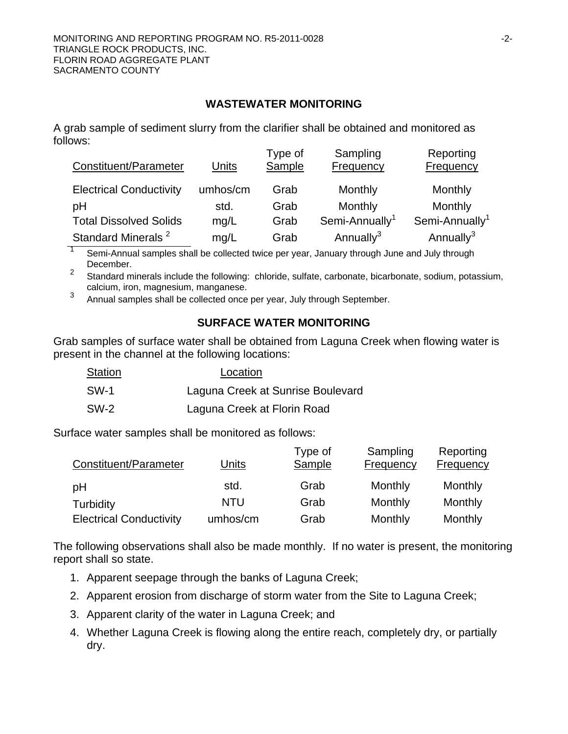## WASTEWATER MONITORING

A grab sample of sediment slurry from the clarifier shall be obtained and monitored as follows:

| Constituent/Parameter | Units | Type of Sample | Sampling Frequency | Reporting Frequency |
|---|---|---|---|---|
| Electrical Conductivity | umhos/cm | Grab | Monthly | Monthly |
| pH | std. | Grab | Monthly | Monthly |
| Total Dissolved Solids | mg/L | Grab | Semi-Annually[1] | Semi-Annually[1] |
| Standard Minerals [2] | mg/L | Grab | Annually[3] | Annually[3] |

[1] Semi-Annual samples shall be collected twice per year, January through June and July through December.

[2] Standard minerals include the following: chloride, sulfate, carbonate, bicarbonate, sodium, potassium, calcium, iron, magnesium, manganese.

[3] Annual samples shall be collected once per year, July through September.

## SURFACE WATER MONITORING

Grab samples of surface water shall be obtained from Laguna Creek when flowing water is present in the channel at the following locations:

| Station | Location |
|---|---|
| SW-1 | Laguna Creek at Sunrise Boulevard |
| SW-2 | Laguna Creek at Florin Road |

Surface water samples shall be monitored as follows:

| Constituent/Parameter | Units | Type of Sample | Sampling Frequency | Reporting Frequency |
|---|---|---|---|---|
| pH | std. | Grab | Monthly | Monthly |
| Turbidity | NTU | Grab | Monthly | Monthly |
| Electrical Conductivity | umhos/cm | Grab | Monthly | Monthly |

The following observations shall also be made monthly. If no water is present, the monitoring report shall so state.

1. Apparent seepage through the banks of Laguna Creek;
2. Apparent erosion from discharge of storm water from the Site to Laguna Creek;
3. Apparent clarity of the water in Laguna Creek; and
4. Whether Laguna Creek is flowing along the entire reach, completely dry, or partially dry.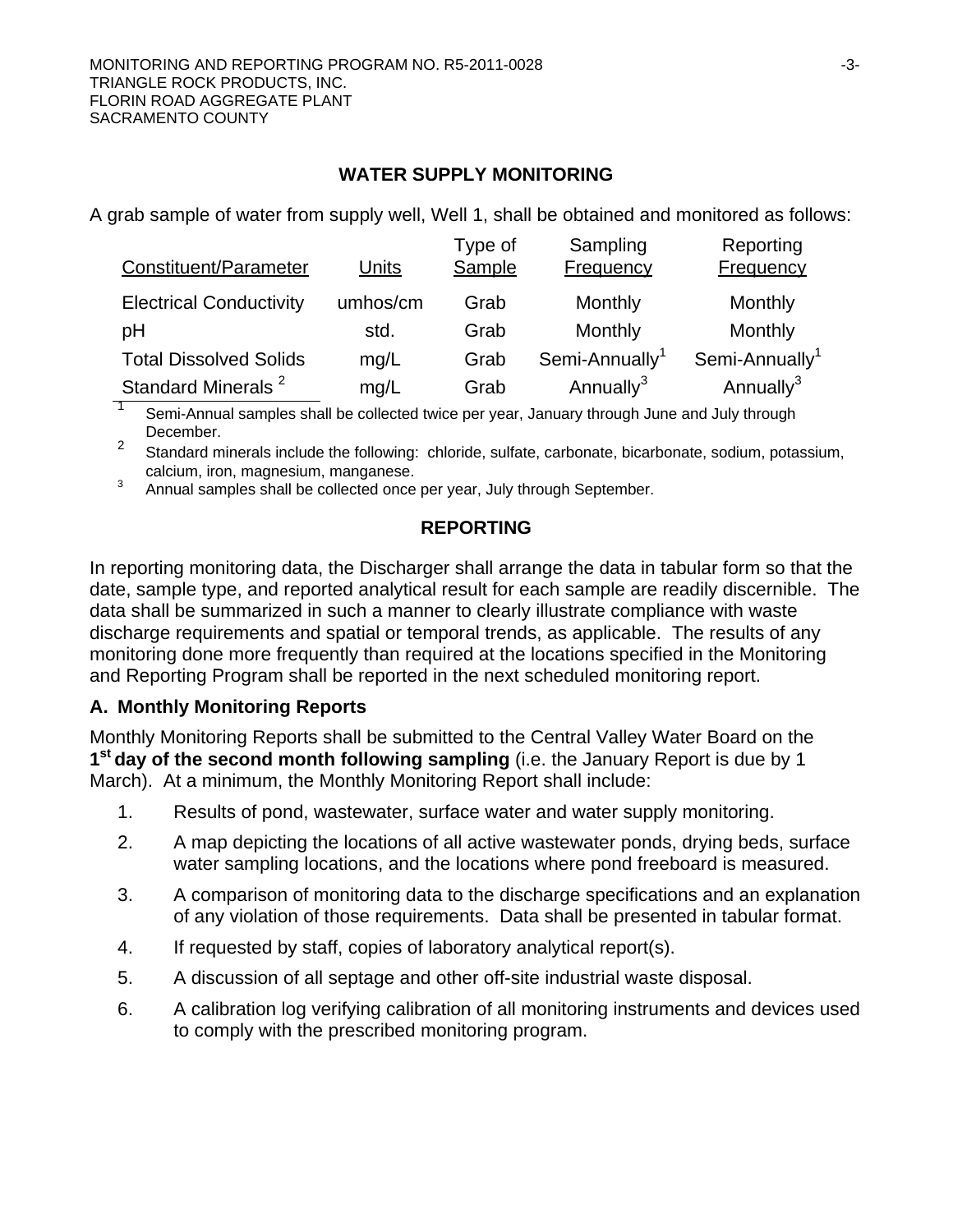## WATER SUPPLY MONITORING

A grab sample of water from supply well, Well 1, shall be obtained and monitored as follows:

| Constituent/Parameter | Units | Type of Sample | Sampling Frequency | Reporting Frequency |
|---|---|---|---|---|
| Electrical Conductivity | umhos/cm | Grab | Monthly | Monthly |
| pH | std. | Grab | Monthly | Monthly |
| Total Dissolved Solids | mg/L | Grab | Semi-Annually[1] | Semi-Annually[1] |
| Standard Minerals [2] | mg/L | Grab | Annually[3] | Annually[3] |

[1] Semi-Annual samples shall be collected twice per year, January through June and July through December.

[2] Standard minerals include the following: chloride, sulfate, carbonate, bicarbonate, sodium, potassium, calcium, iron, magnesium, manganese.

[3] Annual samples shall be collected once per year, July through September.

## REPORTING

In reporting monitoring data, the Discharger shall arrange the data in tabular form so that the date, sample type, and reported analytical result for each sample are readily discernible. The data shall be summarized in such a manner to clearly illustrate compliance with waste discharge requirements and spatial or temporal trends, as applicable. The results of any monitoring done more frequently than required at the locations specified in the Monitoring and Reporting Program shall be reported in the next scheduled monitoring report.

### A. Monthly Monitoring Reports

Monthly Monitoring Reports shall be submitted to the Central Valley Water Board on the **1st day of the second month following sampling** (i.e. the January Report is due by 1 March). At a minimum, the Monthly Monitoring Report shall include:

1. Results of pond, wastewater, surface water and water supply monitoring.
2. A map depicting the locations of all active wastewater ponds, drying beds, surface water sampling locations, and the locations where pond freeboard is measured.
3. A comparison of monitoring data to the discharge specifications and an explanation of any violation of those requirements. Data shall be presented in tabular format.
4. If requested by staff, copies of laboratory analytical report(s).
5. A discussion of all septage and other off-site industrial waste disposal.
6. A calibration log verifying calibration of all monitoring instruments and devices used to comply with the prescribed monitoring program.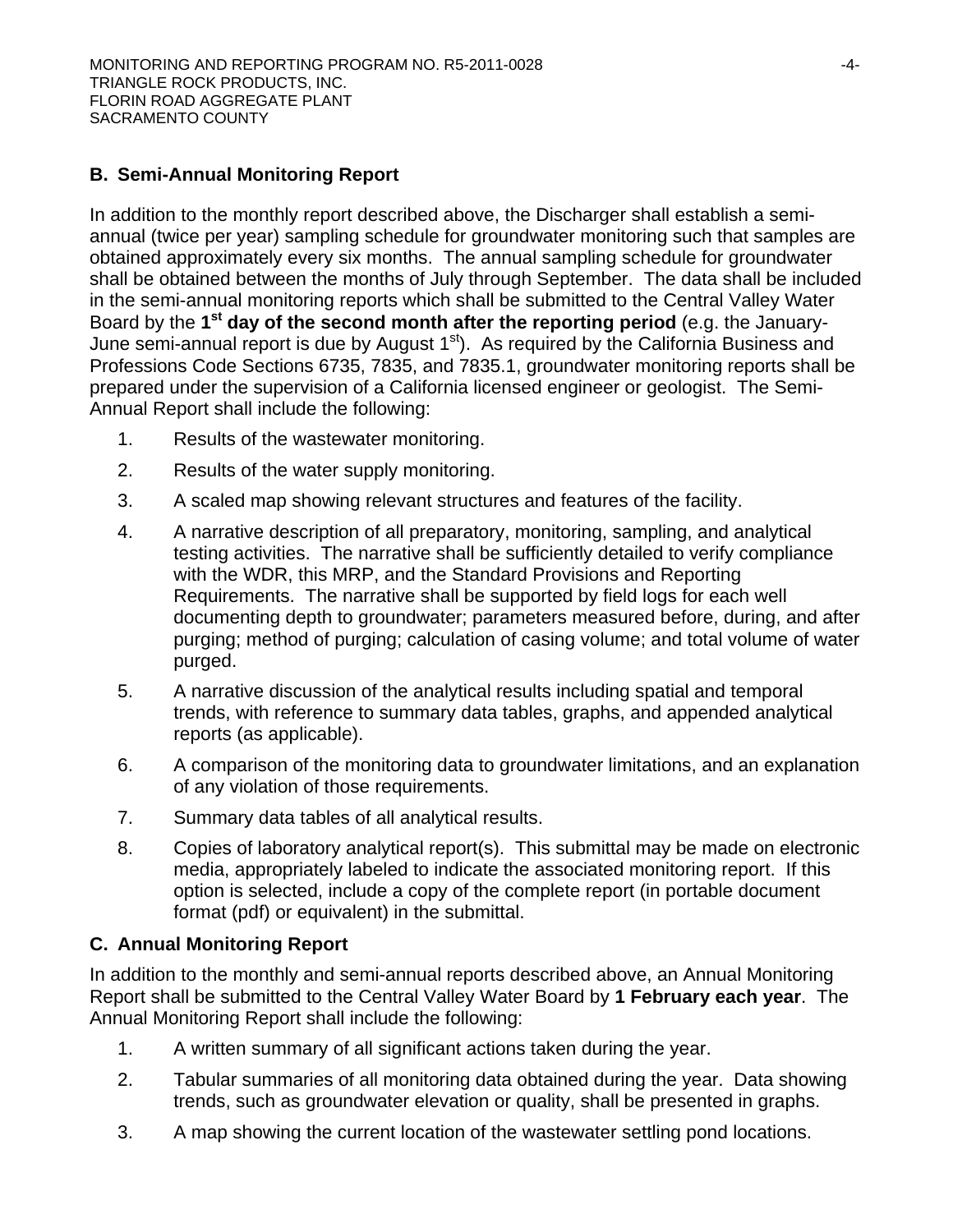## B. Semi-Annual Monitoring Report

In addition to the monthly report described above, the Discharger shall establish a semi-annual (twice per year) sampling schedule for groundwater monitoring such that samples are obtained approximately every six months. The annual sampling schedule for groundwater shall be obtained between the months of July through September. The data shall be included in the semi-annual monitoring reports which shall be submitted to the Central Valley Water Board by the **1st day of the second month after the reporting period** (e.g. the January-June semi-annual report is due by August 1st). As required by the California Business and Professions Code Sections 6735, 7835, and 7835.1, groundwater monitoring reports shall be prepared under the supervision of a California licensed engineer or geologist. The Semi-Annual Report shall include the following:

1. Results of the wastewater monitoring.
2. Results of the water supply monitoring.
3. A scaled map showing relevant structures and features of the facility.
4. A narrative description of all preparatory, monitoring, sampling, and analytical testing activities. The narrative shall be sufficiently detailed to verify compliance with the WDR, this MRP, and the Standard Provisions and Reporting Requirements. The narrative shall be supported by field logs for each well documenting depth to groundwater; parameters measured before, during, and after purging; method of purging; calculation of casing volume; and total volume of water purged.
5. A narrative discussion of the analytical results including spatial and temporal trends, with reference to summary data tables, graphs, and appended analytical reports (as applicable).
6. A comparison of the monitoring data to groundwater limitations, and an explanation of any violation of those requirements.
7. Summary data tables of all analytical results.
8. Copies of laboratory analytical report(s). This submittal may be made on electronic media, appropriately labeled to indicate the associated monitoring report. If this option is selected, include a copy of the complete report (in portable document format (pdf) or equivalent) in the submittal.

## C. Annual Monitoring Report

In addition to the monthly and semi-annual reports described above, an Annual Monitoring Report shall be submitted to the Central Valley Water Board by **1 February each year**. The Annual Monitoring Report shall include the following:

1. A written summary of all significant actions taken during the year.
2. Tabular summaries of all monitoring data obtained during the year. Data showing trends, such as groundwater elevation or quality, shall be presented in graphs.
3. A map showing the current location of the wastewater settling pond locations.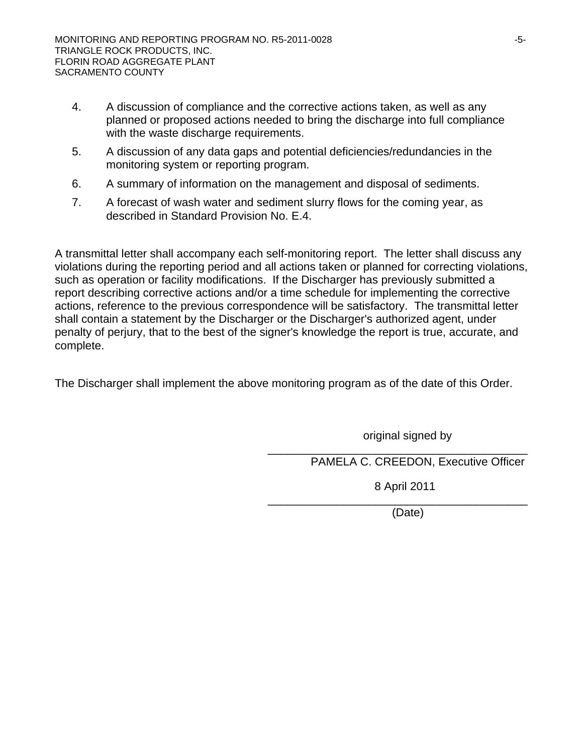4. A discussion of compliance and the corrective actions taken, as well as any planned or proposed actions needed to bring the discharge into full compliance with the waste discharge requirements.
5. A discussion of any data gaps and potential deficiencies/redundancies in the monitoring system or reporting program.
6. A summary of information on the management and disposal of sediments.
7. A forecast of wash water and sediment slurry flows for the coming year, as described in Standard Provision No. E.4.

A transmittal letter shall accompany each self-monitoring report. The letter shall discuss any violations during the reporting period and all actions taken or planned for correcting violations, such as operation or facility modifications. If the Discharger has previously submitted a report describing corrective actions and/or a time schedule for implementing the corrective actions, reference to the previous correspondence will be satisfactory. The transmittal letter shall contain a statement by the Discharger or the Discharger's authorized agent, under penalty of perjury, that to the best of the signer's knowledge the report is true, accurate, and complete.

The Discharger shall implement the above monitoring program as of the date of this Order.

original signed by

\_\_\_\_\_\_\_\_\_\_\_\_\_\_\_\_\_\_\_\_\_\_\_\_\_\_\_\_\_\_\_\_\_\_\_\_\_\_\_\_

PAMELA C. CREEDON, Executive Officer

8 April 2011

\_\_\_\_\_\_\_\_\_\_\_\_\_\_\_\_\_\_\_\_\_\_\_\_\_\_\_\_\_\_\_\_\_\_\_\_\_\_\_\_

(Date)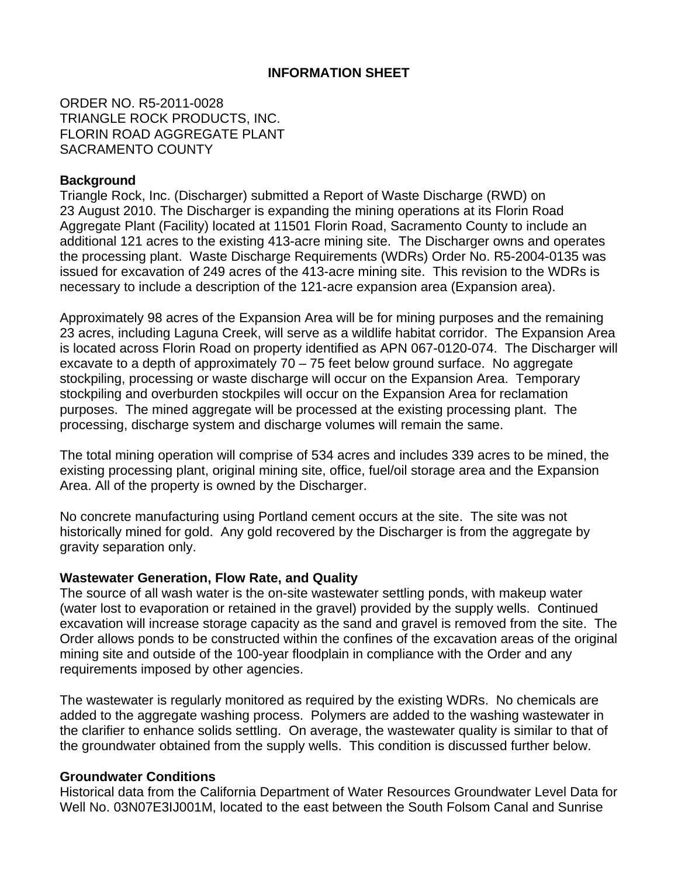## INFORMATION SHEET

ORDER NO. R5-2011-0028
TRIANGLE ROCK PRODUCTS, INC.
FLORIN ROAD AGGREGATE PLANT
SACRAMENTO COUNTY

**Background**
Triangle Rock, Inc. (Discharger) submitted a Report of Waste Discharge (RWD) on 23 August 2010. The Discharger is expanding the mining operations at its Florin Road Aggregate Plant (Facility) located at 11501 Florin Road, Sacramento County to include an additional 121 acres to the existing 413-acre mining site. The Discharger owns and operates the processing plant. Waste Discharge Requirements (WDRs) Order No. R5-2004-0135 was issued for excavation of 249 acres of the 413-acre mining site. This revision to the WDRs is necessary to include a description of the 121-acre expansion area (Expansion area).

Approximately 98 acres of the Expansion Area will be for mining purposes and the remaining 23 acres, including Laguna Creek, will serve as a wildlife habitat corridor. The Expansion Area is located across Florin Road on property identified as APN 067-0120-074. The Discharger will excavate to a depth of approximately 70 – 75 feet below ground surface. No aggregate stockpiling, processing or waste discharge will occur on the Expansion Area. Temporary stockpiling and overburden stockpiles will occur on the Expansion Area for reclamation purposes. The mined aggregate will be processed at the existing processing plant. The processing, discharge system and discharge volumes will remain the same.

The total mining operation will comprise of 534 acres and includes 339 acres to be mined, the existing processing plant, original mining site, office, fuel/oil storage area and the Expansion Area. All of the property is owned by the Discharger.

No concrete manufacturing using Portland cement occurs at the site. The site was not historically mined for gold. Any gold recovered by the Discharger is from the aggregate by gravity separation only.

**Wastewater Generation, Flow Rate, and Quality**
The source of all wash water is the on-site wastewater settling ponds, with makeup water (water lost to evaporation or retained in the gravel) provided by the supply wells. Continued excavation will increase storage capacity as the sand and gravel is removed from the site. The Order allows ponds to be constructed within the confines of the excavation areas of the original mining site and outside of the 100-year floodplain in compliance with the Order and any requirements imposed by other agencies.

The wastewater is regularly monitored as required by the existing WDRs. No chemicals are added to the aggregate washing process. Polymers are added to the washing wastewater in the clarifier to enhance solids settling. On average, the wastewater quality is similar to that of the groundwater obtained from the supply wells. This condition is discussed further below.

**Groundwater Conditions**
Historical data from the California Department of Water Resources Groundwater Level Data for Well No. 03N07E3IJ001M, located to the east between the South Folsom Canal and Sunrise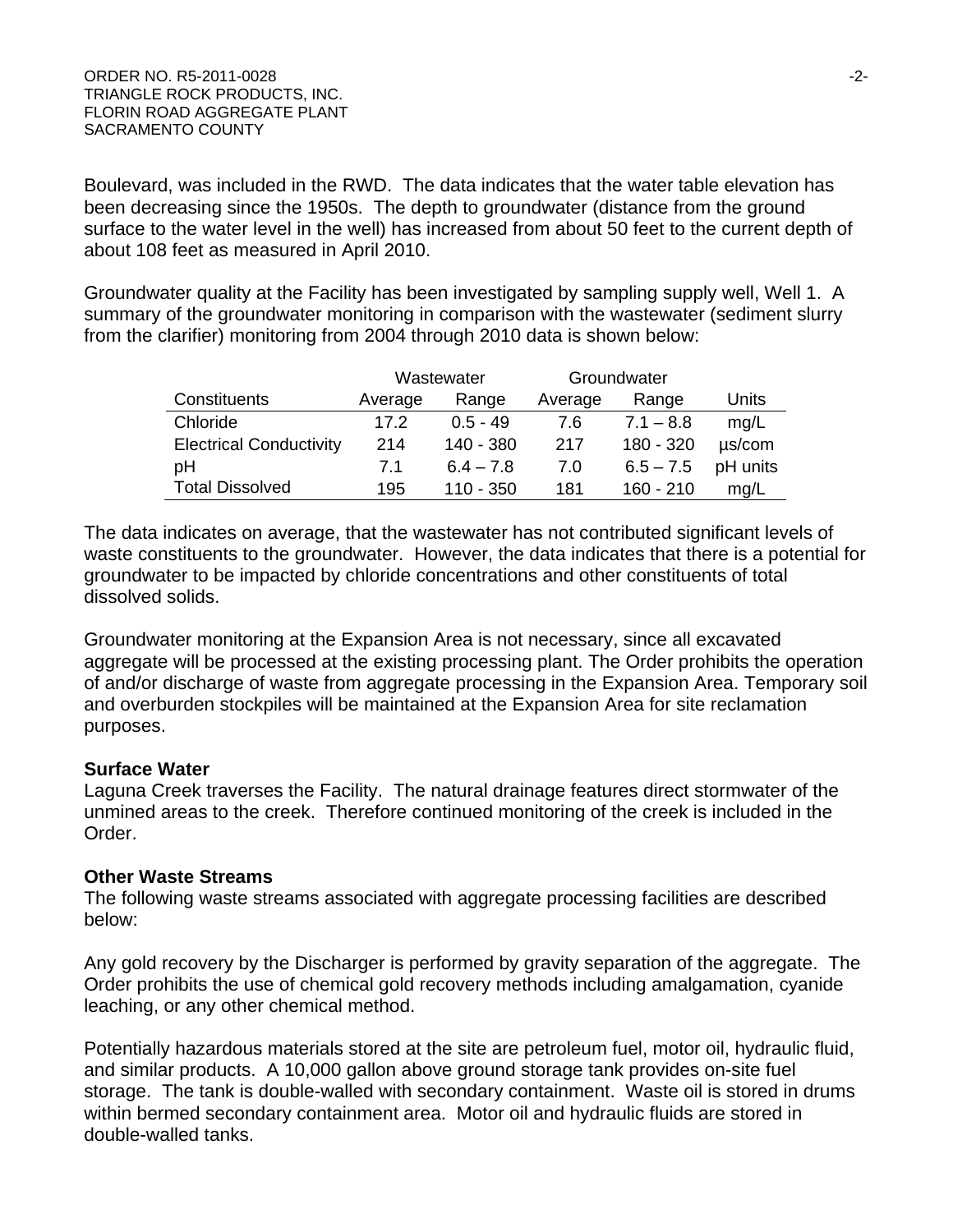Boulevard, was included in the RWD. The data indicates that the water table elevation has been decreasing since the 1950s. The depth to groundwater (distance from the ground surface to the water level in the well) has increased from about 50 feet to the current depth of about 108 feet as measured in April 2010.

Groundwater quality at the Facility has been investigated by sampling supply well, Well 1. A summary of the groundwater monitoring in comparison with the wastewater (sediment slurry from the clarifier) monitoring from 2004 through 2010 data is shown below:

| | Wastewater | | Groundwater | | |
|---|---|---|---|---|---|
| Constituents | Average | Range | Average | Range | Units |
| Chloride | 17.2 | 0.5 - 49 | 7.6 | 7.1 – 8.8 | mg/L |
| Electrical Conductivity | 214 | 140 - 380 | 217 | 180 - 320 | µs/com |
| pH | 7.1 | 6.4 – 7.8 | 7.0 | 6.5 – 7.5 | pH units |
| Total Dissolved | 195 | 110 - 350 | 181 | 160 - 210 | mg/L |

The data indicates on average, that the wastewater has not contributed significant levels of waste constituents to the groundwater. However, the data indicates that there is a potential for groundwater to be impacted by chloride concentrations and other constituents of total dissolved solids.

Groundwater monitoring at the Expansion Area is not necessary, since all excavated aggregate will be processed at the existing processing plant. The Order prohibits the operation of and/or discharge of waste from aggregate processing in the Expansion Area. Temporary soil and overburden stockpiles will be maintained at the Expansion Area for site reclamation purposes.

**Surface Water**

Laguna Creek traverses the Facility. The natural drainage features direct stormwater of the unmined areas to the creek. Therefore continued monitoring of the creek is included in the Order.

**Other Waste Streams**

The following waste streams associated with aggregate processing facilities are described below:

Any gold recovery by the Discharger is performed by gravity separation of the aggregate. The Order prohibits the use of chemical gold recovery methods including amalgamation, cyanide leaching, or any other chemical method.

Potentially hazardous materials stored at the site are petroleum fuel, motor oil, hydraulic fluid, and similar products. A 10,000 gallon above ground storage tank provides on-site fuel storage. The tank is double-walled with secondary containment. Waste oil is stored in drums within bermed secondary containment area. Motor oil and hydraulic fluids are stored in double-walled tanks.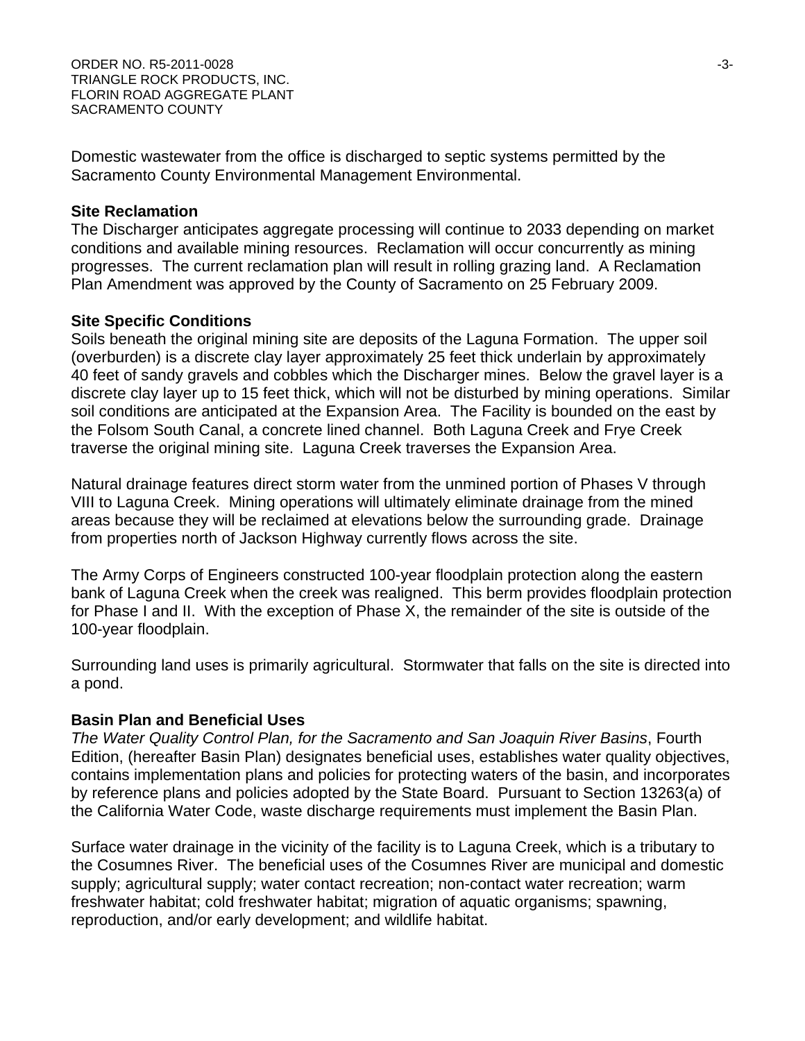Domestic wastewater from the office is discharged to septic systems permitted by the Sacramento County Environmental Management Environmental.

**Site Reclamation**

The Discharger anticipates aggregate processing will continue to 2033 depending on market conditions and available mining resources. Reclamation will occur concurrently as mining progresses. The current reclamation plan will result in rolling grazing land. A Reclamation Plan Amendment was approved by the County of Sacramento on 25 February 2009.

**Site Specific Conditions**

Soils beneath the original mining site are deposits of the Laguna Formation. The upper soil (overburden) is a discrete clay layer approximately 25 feet thick underlain by approximately 40 feet of sandy gravels and cobbles which the Discharger mines. Below the gravel layer is a discrete clay layer up to 15 feet thick, which will not be disturbed by mining operations. Similar soil conditions are anticipated at the Expansion Area. The Facility is bounded on the east by the Folsom South Canal, a concrete lined channel. Both Laguna Creek and Frye Creek traverse the original mining site. Laguna Creek traverses the Expansion Area.

Natural drainage features direct storm water from the unmined portion of Phases V through VIII to Laguna Creek. Mining operations will ultimately eliminate drainage from the mined areas because they will be reclaimed at elevations below the surrounding grade. Drainage from properties north of Jackson Highway currently flows across the site.

The Army Corps of Engineers constructed 100-year floodplain protection along the eastern bank of Laguna Creek when the creek was realigned. This berm provides floodplain protection for Phase I and II. With the exception of Phase X, the remainder of the site is outside of the 100-year floodplain.

Surrounding land uses is primarily agricultural. Stormwater that falls on the site is directed into a pond.

**Basin Plan and Beneficial Uses**

*The Water Quality Control Plan, for the Sacramento and San Joaquin River Basins*, Fourth Edition, (hereafter Basin Plan) designates beneficial uses, establishes water quality objectives, contains implementation plans and policies for protecting waters of the basin, and incorporates by reference plans and policies adopted by the State Board. Pursuant to Section 13263(a) of the California Water Code, waste discharge requirements must implement the Basin Plan.

Surface water drainage in the vicinity of the facility is to Laguna Creek, which is a tributary to the Cosumnes River. The beneficial uses of the Cosumnes River are municipal and domestic supply; agricultural supply; water contact recreation; non-contact water recreation; warm freshwater habitat; cold freshwater habitat; migration of aquatic organisms; spawning, reproduction, and/or early development; and wildlife habitat.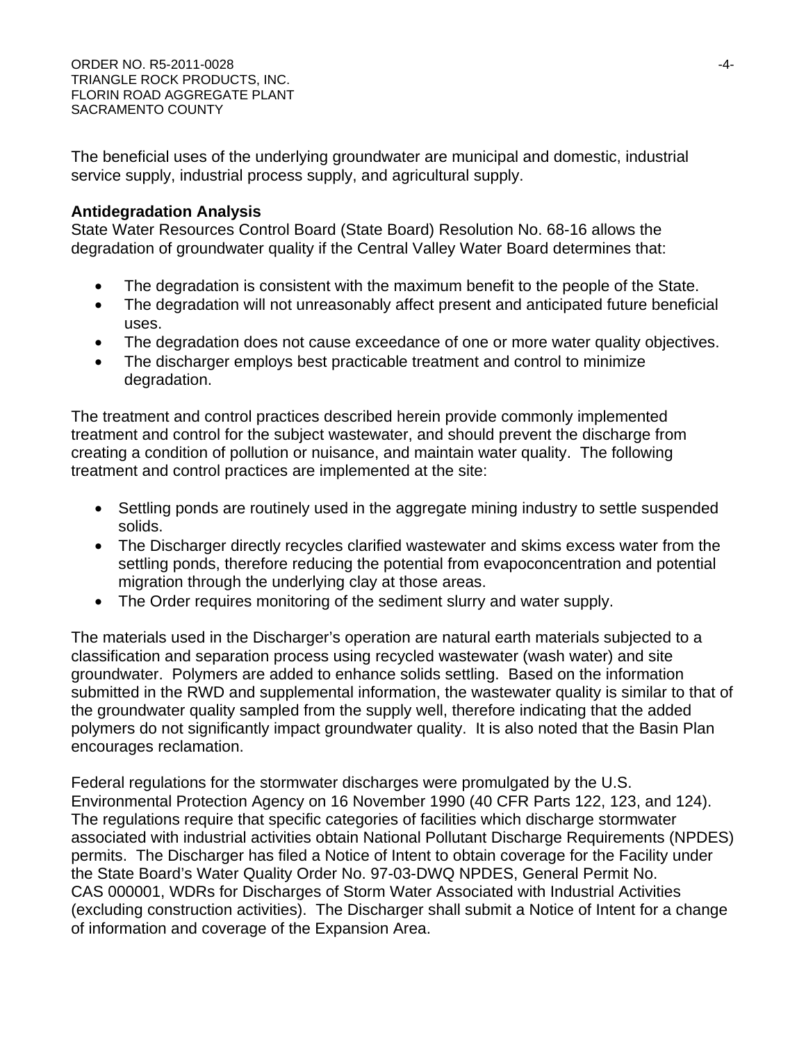The beneficial uses of the underlying groundwater are municipal and domestic, industrial service supply, industrial process supply, and agricultural supply.

**Antidegradation Analysis**

State Water Resources Control Board (State Board) Resolution No. 68-16 allows the degradation of groundwater quality if the Central Valley Water Board determines that:

- The degradation is consistent with the maximum benefit to the people of the State.
- The degradation will not unreasonably affect present and anticipated future beneficial uses.
- The degradation does not cause exceedance of one or more water quality objectives.
- The discharger employs best practicable treatment and control to minimize degradation.

The treatment and control practices described herein provide commonly implemented treatment and control for the subject wastewater, and should prevent the discharge from creating a condition of pollution or nuisance, and maintain water quality. The following treatment and control practices are implemented at the site:

- Settling ponds are routinely used in the aggregate mining industry to settle suspended solids.
- The Discharger directly recycles clarified wastewater and skims excess water from the settling ponds, therefore reducing the potential from evapoconcentration and potential migration through the underlying clay at those areas.
- The Order requires monitoring of the sediment slurry and water supply.

The materials used in the Discharger's operation are natural earth materials subjected to a classification and separation process using recycled wastewater (wash water) and site groundwater. Polymers are added to enhance solids settling. Based on the information submitted in the RWD and supplemental information, the wastewater quality is similar to that of the groundwater quality sampled from the supply well, therefore indicating that the added polymers do not significantly impact groundwater quality. It is also noted that the Basin Plan encourages reclamation.

Federal regulations for the stormwater discharges were promulgated by the U.S. Environmental Protection Agency on 16 November 1990 (40 CFR Parts 122, 123, and 124). The regulations require that specific categories of facilities which discharge stormwater associated with industrial activities obtain National Pollutant Discharge Requirements (NPDES) permits. The Discharger has filed a Notice of Intent to obtain coverage for the Facility under the State Board's Water Quality Order No. 97-03-DWQ NPDES, General Permit No. CAS 000001, WDRs for Discharges of Storm Water Associated with Industrial Activities (excluding construction activities). The Discharger shall submit a Notice of Intent for a change of information and coverage of the Expansion Area.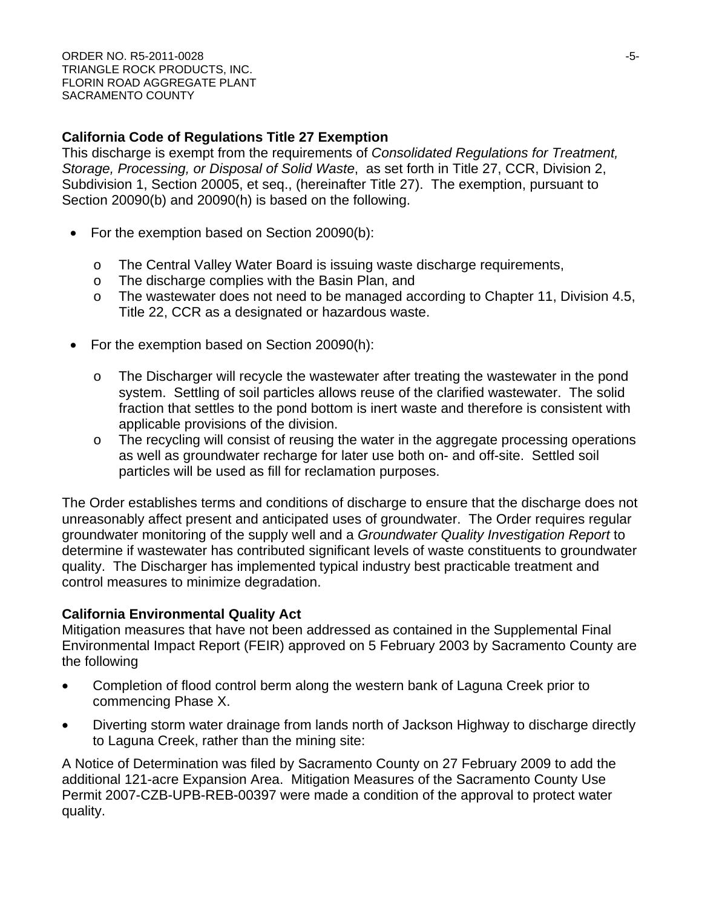**California Code of Regulations Title 27 Exemption**

This discharge is exempt from the requirements of *Consolidated Regulations for Treatment, Storage, Processing, or Disposal of Solid Waste*, as set forth in Title 27, CCR, Division 2, Subdivision 1, Section 20005, et seq., (hereinafter Title 27). The exemption, pursuant to Section 20090(b) and 20090(h) is based on the following.

- For the exemption based on Section 20090(b):
  - The Central Valley Water Board is issuing waste discharge requirements,
  - The discharge complies with the Basin Plan, and
  - The wastewater does not need to be managed according to Chapter 11, Division 4.5, Title 22, CCR as a designated or hazardous waste.
- For the exemption based on Section 20090(h):
  - The Discharger will recycle the wastewater after treating the wastewater in the pond system. Settling of soil particles allows reuse of the clarified wastewater. The solid fraction that settles to the pond bottom is inert waste and therefore is consistent with applicable provisions of the division.
  - The recycling will consist of reusing the water in the aggregate processing operations as well as groundwater recharge for later use both on- and off-site. Settled soil particles will be used as fill for reclamation purposes.

The Order establishes terms and conditions of discharge to ensure that the discharge does not unreasonably affect present and anticipated uses of groundwater. The Order requires regular groundwater monitoring of the supply well and a *Groundwater Quality Investigation Report* to determine if wastewater has contributed significant levels of waste constituents to groundwater quality. The Discharger has implemented typical industry best practicable treatment and control measures to minimize degradation.

**California Environmental Quality Act**

Mitigation measures that have not been addressed as contained in the Supplemental Final Environmental Impact Report (FEIR) approved on 5 February 2003 by Sacramento County are the following

- Completion of flood control berm along the western bank of Laguna Creek prior to commencing Phase X.
- Diverting storm water drainage from lands north of Jackson Highway to discharge directly to Laguna Creek, rather than the mining site:

A Notice of Determination was filed by Sacramento County on 27 February 2009 to add the additional 121-acre Expansion Area. Mitigation Measures of the Sacramento County Use Permit 2007-CZB-UPB-REB-00397 were made a condition of the approval to protect water quality.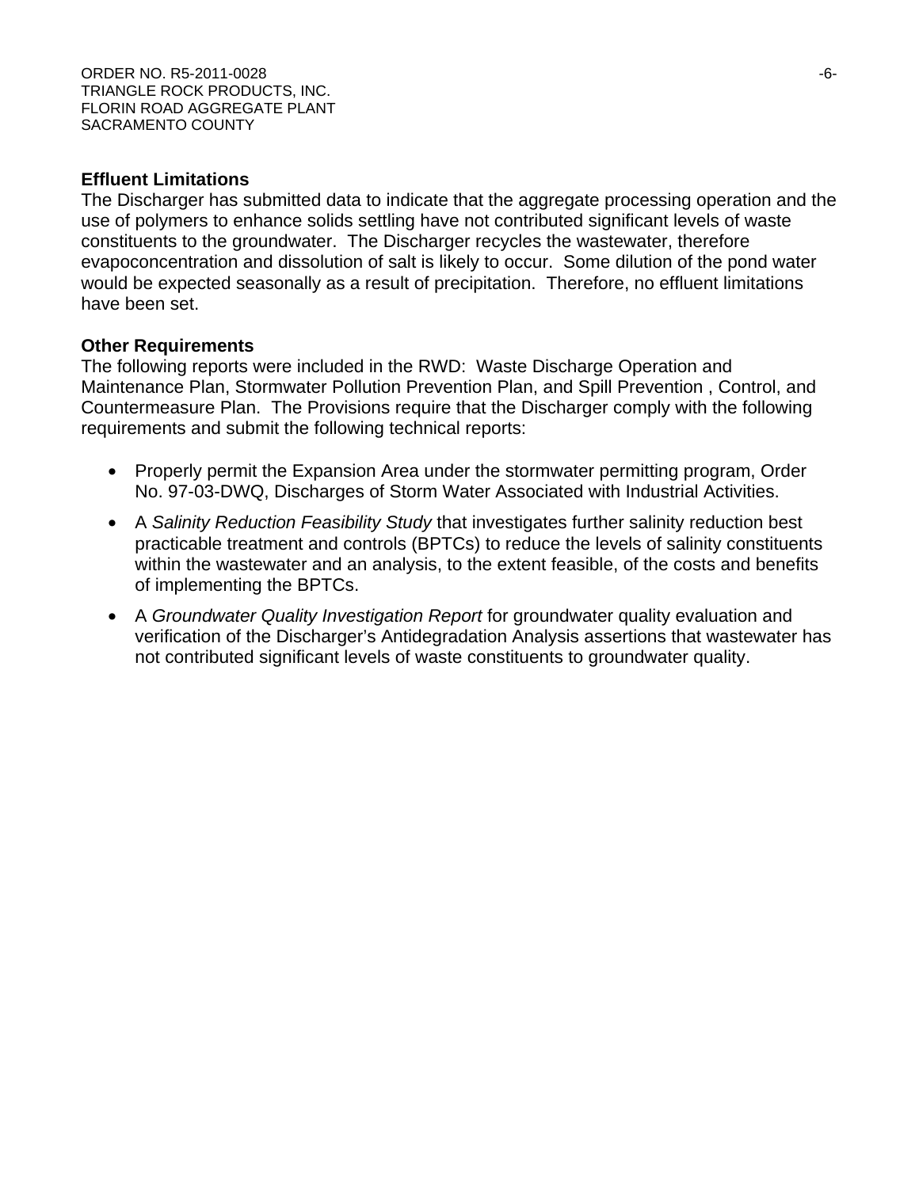**Effluent Limitations**

The Discharger has submitted data to indicate that the aggregate processing operation and the use of polymers to enhance solids settling have not contributed significant levels of waste constituents to the groundwater. The Discharger recycles the wastewater, therefore evapoconcentration and dissolution of salt is likely to occur. Some dilution of the pond water would be expected seasonally as a result of precipitation. Therefore, no effluent limitations have been set.

**Other Requirements**

The following reports were included in the RWD: Waste Discharge Operation and Maintenance Plan, Stormwater Pollution Prevention Plan, and Spill Prevention , Control, and Countermeasure Plan. The Provisions require that the Discharger comply with the following requirements and submit the following technical reports:

- Properly permit the Expansion Area under the stormwater permitting program, Order No. 97-03-DWQ, Discharges of Storm Water Associated with Industrial Activities.
- A *Salinity Reduction Feasibility Study* that investigates further salinity reduction best practicable treatment and controls (BPTCs) to reduce the levels of salinity constituents within the wastewater and an analysis, to the extent feasible, of the costs and benefits of implementing the BPTCs.
- A *Groundwater Quality Investigation Report* for groundwater quality evaluation and verification of the Discharger's Antidegradation Analysis assertions that wastewater has not contributed significant levels of waste constituents to groundwater quality.